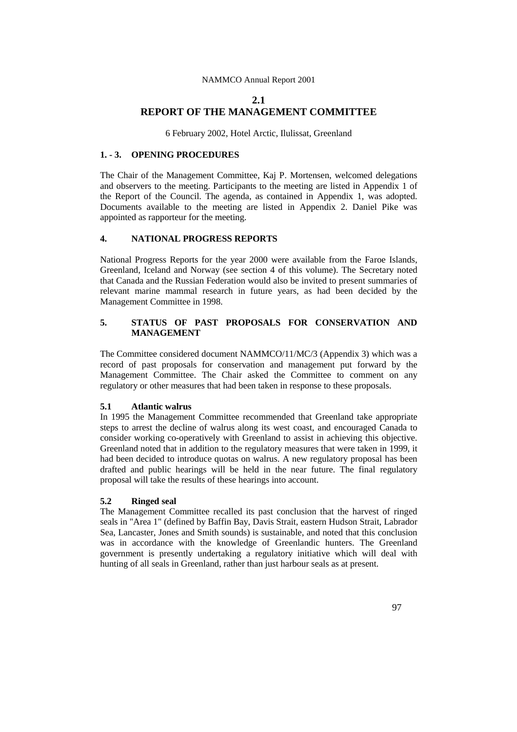# 2.1
# REPORT OF THE MANAGEMENT COMMITTEE

6 February 2002, Hotel Arctic, Ilulissat, Greenland

## 1. - 3. OPENING PROCEDURES

The Chair of the Management Committee, Kaj P. Mortensen, welcomed delegations and observers to the meeting. Participants to the meeting are listed in Appendix 1 of the Report of the Council. The agenda, as contained in Appendix 1, was adopted. Documents available to the meeting are listed in Appendix 2. Daniel Pike was appointed as rapporteur for the meeting.

## 4. NATIONAL PROGRESS REPORTS

National Progress Reports for the year 2000 were available from the Faroe Islands, Greenland, Iceland and Norway (see section 4 of this volume). The Secretary noted that Canada and the Russian Federation would also be invited to present summaries of relevant marine mammal research in future years, as had been decided by the Management Committee in 1998.

## 5. STATUS OF PAST PROPOSALS FOR CONSERVATION AND MANAGEMENT

The Committee considered document NAMMCO/11/MC/3 (Appendix 3) which was a record of past proposals for conservation and management put forward by the Management Committee. The Chair asked the Committee to comment on any regulatory or other measures that had been taken in response to these proposals.

### 5.1 Atlantic walrus

In 1995 the Management Committee recommended that Greenland take appropriate steps to arrest the decline of walrus along its west coast, and encouraged Canada to consider working co-operatively with Greenland to assist in achieving this objective. Greenland noted that in addition to the regulatory measures that were taken in 1999, it had been decided to introduce quotas on walrus. A new regulatory proposal has been drafted and public hearings will be held in the near future. The final regulatory proposal will take the results of these hearings into account.

### 5.2 Ringed seal

The Management Committee recalled its past conclusion that the harvest of ringed seals in "Area 1" (defined by Baffin Bay, Davis Strait, eastern Hudson Strait, Labrador Sea, Lancaster, Jones and Smith sounds) is sustainable, and noted that this conclusion was in accordance with the knowledge of Greenlandic hunters. The Greenland government is presently undertaking a regulatory initiative which will deal with hunting of all seals in Greenland, rather than just harbour seals as at present.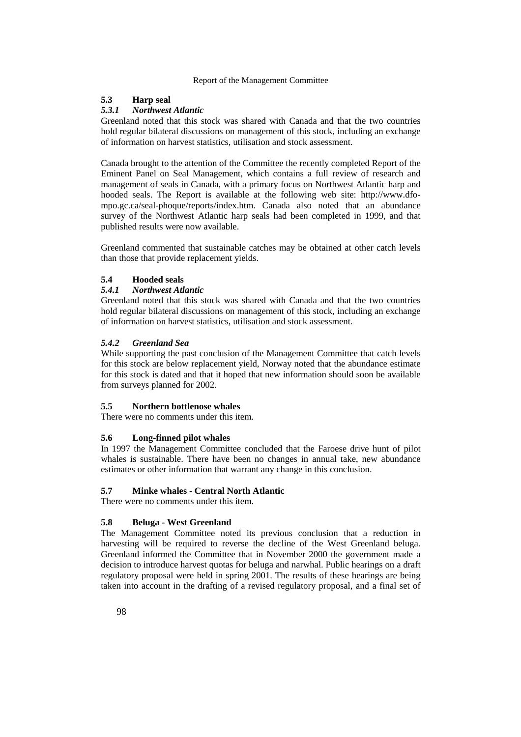### 5.3 Harp seal

#### *5.3.1 Northwest Atlantic*

Greenland noted that this stock was shared with Canada and that the two countries hold regular bilateral discussions on management of this stock, including an exchange of information on harvest statistics, utilisation and stock assessment.

Canada brought to the attention of the Committee the recently completed Report of the Eminent Panel on Seal Management, which contains a full review of research and management of seals in Canada, with a primary focus on Northwest Atlantic harp and hooded seals. The Report is available at the following web site: http://www.dfo-mpo.gc.ca/seal-phoque/reports/index.htm. Canada also noted that an abundance survey of the Northwest Atlantic harp seals had been completed in 1999, and that published results were now available.

Greenland commented that sustainable catches may be obtained at other catch levels than those that provide replacement yields.

### 5.4 Hooded seals

#### *5.4.1 Northwest Atlantic*

Greenland noted that this stock was shared with Canada and that the two countries hold regular bilateral discussions on management of this stock, including an exchange of information on harvest statistics, utilisation and stock assessment.

#### *5.4.2 Greenland Sea*

While supporting the past conclusion of the Management Committee that catch levels for this stock are below replacement yield, Norway noted that the abundance estimate for this stock is dated and that it hoped that new information should soon be available from surveys planned for 2002.

### 5.5 Northern bottlenose whales

There were no comments under this item.

### 5.6 Long-finned pilot whales

In 1997 the Management Committee concluded that the Faroese drive hunt of pilot whales is sustainable. There have been no changes in annual take, new abundance estimates or other information that warrant any change in this conclusion.

### 5.7 Minke whales - Central North Atlantic

There were no comments under this item.

### 5.8 Beluga - West Greenland

The Management Committee noted its previous conclusion that a reduction in harvesting will be required to reverse the decline of the West Greenland beluga. Greenland informed the Committee that in November 2000 the government made a decision to introduce harvest quotas for beluga and narwhal. Public hearings on a draft regulatory proposal were held in spring 2001. The results of these hearings are being taken into account in the drafting of a revised regulatory proposal, and a final set of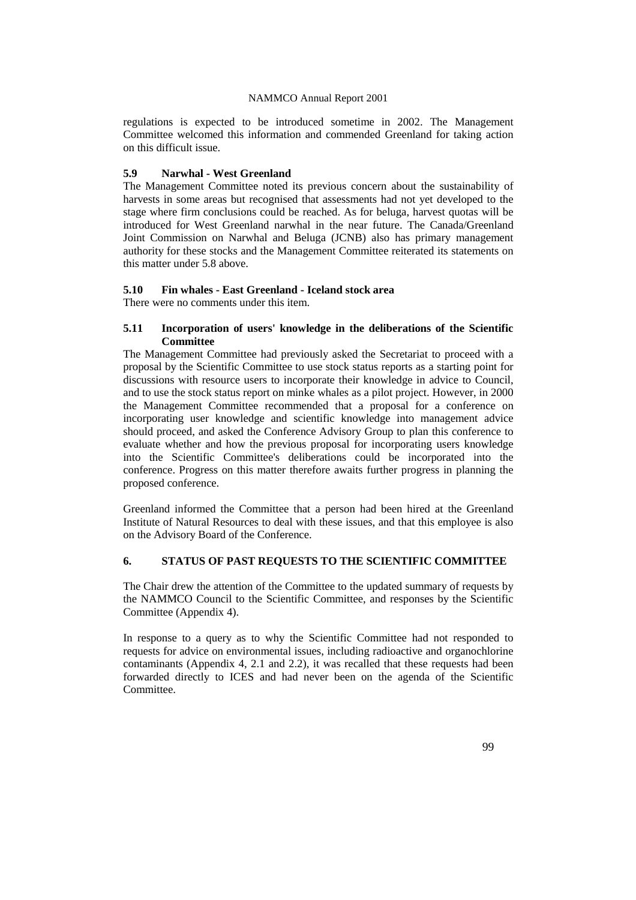regulations is expected to be introduced sometime in 2002. The Management Committee welcomed this information and commended Greenland for taking action on this difficult issue.

### 5.9 Narwhal - West Greenland

The Management Committee noted its previous concern about the sustainability of harvests in some areas but recognised that assessments had not yet developed to the stage where firm conclusions could be reached. As for beluga, harvest quotas will be introduced for West Greenland narwhal in the near future. The Canada/Greenland Joint Commission on Narwhal and Beluga (JCNB) also has primary management authority for these stocks and the Management Committee reiterated its statements on this matter under 5.8 above.

### 5.10 Fin whales - East Greenland - Iceland stock area

There were no comments under this item.

### 5.11 Incorporation of users' knowledge in the deliberations of the Scientific Committee

The Management Committee had previously asked the Secretariat to proceed with a proposal by the Scientific Committee to use stock status reports as a starting point for discussions with resource users to incorporate their knowledge in advice to Council, and to use the stock status report on minke whales as a pilot project. However, in 2000 the Management Committee recommended that a proposal for a conference on incorporating user knowledge and scientific knowledge into management advice should proceed, and asked the Conference Advisory Group to plan this conference to evaluate whether and how the previous proposal for incorporating users knowledge into the Scientific Committee's deliberations could be incorporated into the conference. Progress on this matter therefore awaits further progress in planning the proposed conference.

Greenland informed the Committee that a person had been hired at the Greenland Institute of Natural Resources to deal with these issues, and that this employee is also on the Advisory Board of the Conference.

## 6. STATUS OF PAST REQUESTS TO THE SCIENTIFIC COMMITTEE

The Chair drew the attention of the Committee to the updated summary of requests by the NAMMCO Council to the Scientific Committee, and responses by the Scientific Committee (Appendix 4).

In response to a query as to why the Scientific Committee had not responded to requests for advice on environmental issues, including radioactive and organochlorine contaminants (Appendix 4, 2.1 and 2.2), it was recalled that these requests had been forwarded directly to ICES and had never been on the agenda of the Scientific Committee.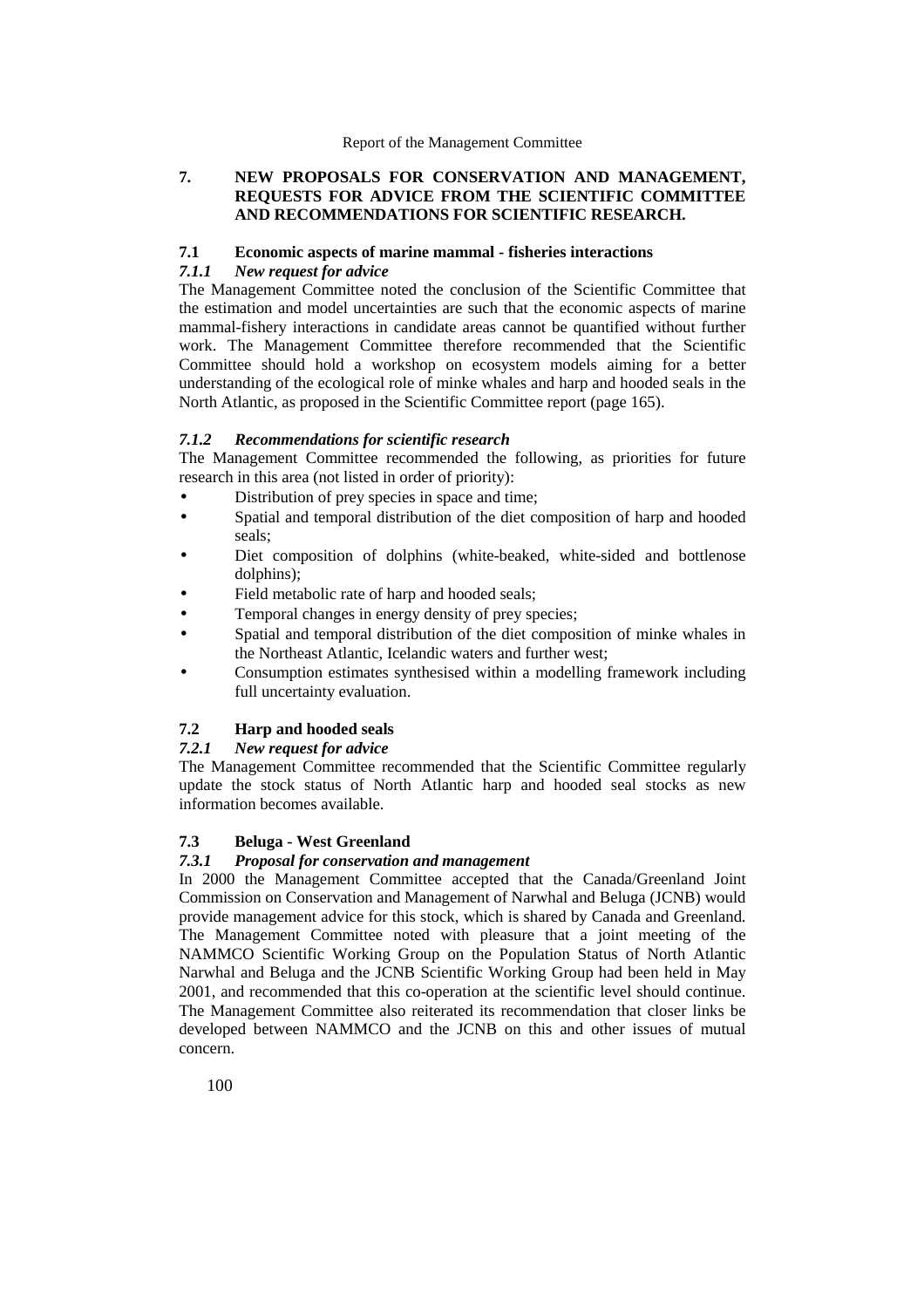## 7. NEW PROPOSALS FOR CONSERVATION AND MANAGEMENT, REQUESTS FOR ADVICE FROM THE SCIENTIFIC COMMITTEE AND RECOMMENDATIONS FOR SCIENTIFIC RESEARCH.

### 7.1 Economic aspects of marine mammal - fisheries interactions

#### *7.1.1 New request for advice*

The Management Committee noted the conclusion of the Scientific Committee that the estimation and model uncertainties are such that the economic aspects of marine mammal-fishery interactions in candidate areas cannot be quantified without further work. The Management Committee therefore recommended that the Scientific Committee should hold a workshop on ecosystem models aiming for a better understanding of the ecological role of minke whales and harp and hooded seals in the North Atlantic, as proposed in the Scientific Committee report (page 165).

#### *7.1.2 Recommendations for scientific research*

The Management Committee recommended the following, as priorities for future research in this area (not listed in order of priority):

- Distribution of prey species in space and time;
- Spatial and temporal distribution of the diet composition of harp and hooded seals;
- Diet composition of dolphins (white-beaked, white-sided and bottlenose dolphins);
- Field metabolic rate of harp and hooded seals;
- Temporal changes in energy density of prey species;
- Spatial and temporal distribution of the diet composition of minke whales in the Northeast Atlantic, Icelandic waters and further west;
- Consumption estimates synthesised within a modelling framework including full uncertainty evaluation.

### 7.2 Harp and hooded seals

#### *7.2.1 New request for advice*

The Management Committee recommended that the Scientific Committee regularly update the stock status of North Atlantic harp and hooded seal stocks as new information becomes available.

### 7.3 Beluga - West Greenland

#### *7.3.1 Proposal for conservation and management*

In 2000 the Management Committee accepted that the Canada/Greenland Joint Commission on Conservation and Management of Narwhal and Beluga (JCNB) would provide management advice for this stock, which is shared by Canada and Greenland. The Management Committee noted with pleasure that a joint meeting of the NAMMCO Scientific Working Group on the Population Status of North Atlantic Narwhal and Beluga and the JCNB Scientific Working Group had been held in May 2001, and recommended that this co-operation at the scientific level should continue. The Management Committee also reiterated its recommendation that closer links be developed between NAMMCO and the JCNB on this and other issues of mutual concern.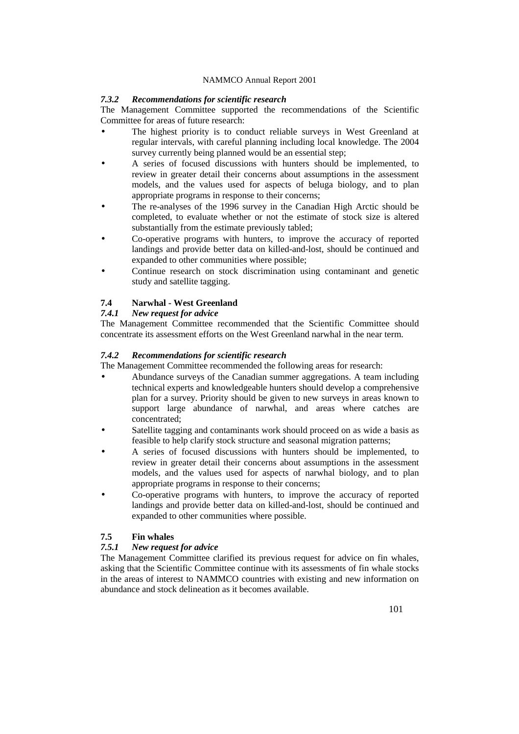### *7.3.2 Recommendations for scientific research*

The Management Committee supported the recommendations of the Scientific Committee for areas of future research:

- The highest priority is to conduct reliable surveys in West Greenland at regular intervals, with careful planning including local knowledge. The 2004 survey currently being planned would be an essential step;
- A series of focused discussions with hunters should be implemented, to review in greater detail their concerns about assumptions in the assessment models, and the values used for aspects of beluga biology, and to plan appropriate programs in response to their concerns;
- The re-analyses of the 1996 survey in the Canadian High Arctic should be completed, to evaluate whether or not the estimate of stock size is altered substantially from the estimate previously tabled;
- Co-operative programs with hunters, to improve the accuracy of reported landings and provide better data on killed-and-lost, should be continued and expanded to other communities where possible;
- Continue research on stock discrimination using contaminant and genetic study and satellite tagging.

## 7.4 Narwhal - West Greenland

### *7.4.1 New request for advice*

The Management Committee recommended that the Scientific Committee should concentrate its assessment efforts on the West Greenland narwhal in the near term.

### *7.4.2 Recommendations for scientific research*

The Management Committee recommended the following areas for research:

- Abundance surveys of the Canadian summer aggregations. A team including technical experts and knowledgeable hunters should develop a comprehensive plan for a survey. Priority should be given to new surveys in areas known to support large abundance of narwhal, and areas where catches are concentrated;
- Satellite tagging and contaminants work should proceed on as wide a basis as feasible to help clarify stock structure and seasonal migration patterns;
- A series of focused discussions with hunters should be implemented, to review in greater detail their concerns about assumptions in the assessment models, and the values used for aspects of narwhal biology, and to plan appropriate programs in response to their concerns;
- Co-operative programs with hunters, to improve the accuracy of reported landings and provide better data on killed-and-lost, should be continued and expanded to other communities where possible.

## 7.5 Fin whales

### *7.5.1 New request for advice*

The Management Committee clarified its previous request for advice on fin whales, asking that the Scientific Committee continue with its assessments of fin whale stocks in the areas of interest to NAMMCO countries with existing and new information on abundance and stock delineation as it becomes available.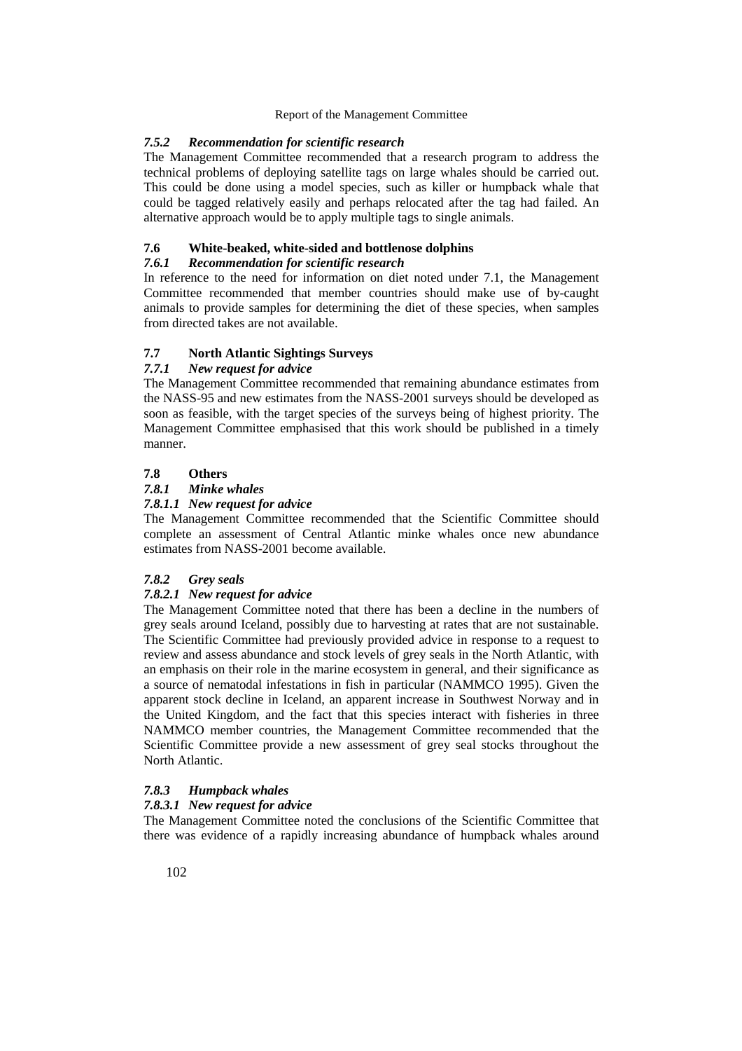### *7.5.2 Recommendation for scientific research*

The Management Committee recommended that a research program to address the technical problems of deploying satellite tags on large whales should be carried out. This could be done using a model species, such as killer or humpback whale that could be tagged relatively easily and perhaps relocated after the tag had failed. An alternative approach would be to apply multiple tags to single animals.

## 7.6 White-beaked, white-sided and bottlenose dolphins

### *7.6.1 Recommendation for scientific research*

In reference to the need for information on diet noted under 7.1, the Management Committee recommended that member countries should make use of by-caught animals to provide samples for determining the diet of these species, when samples from directed takes are not available.

## 7.7 North Atlantic Sightings Surveys

### *7.7.1 New request for advice*

The Management Committee recommended that remaining abundance estimates from the NASS-95 and new estimates from the NASS-2001 surveys should be developed as soon as feasible, with the target species of the surveys being of highest priority. The Management Committee emphasised that this work should be published in a timely manner.

## 7.8 Others

### *7.8.1 Minke whales*

#### *7.8.1.1 New request for advice*

The Management Committee recommended that the Scientific Committee should complete an assessment of Central Atlantic minke whales once new abundance estimates from NASS-2001 become available.

### *7.8.2 Grey seals*

#### *7.8.2.1 New request for advice*

The Management Committee noted that there has been a decline in the numbers of grey seals around Iceland, possibly due to harvesting at rates that are not sustainable. The Scientific Committee had previously provided advice in response to a request to review and assess abundance and stock levels of grey seals in the North Atlantic, with an emphasis on their role in the marine ecosystem in general, and their significance as a source of nematodal infestations in fish in particular (NAMMCO 1995). Given the apparent stock decline in Iceland, an apparent increase in Southwest Norway and in the United Kingdom, and the fact that this species interact with fisheries in three NAMMCO member countries, the Management Committee recommended that the Scientific Committee provide a new assessment of grey seal stocks throughout the North Atlantic.

### *7.8.3 Humpback whales*

#### *7.8.3.1 New request for advice*

The Management Committee noted the conclusions of the Scientific Committee that there was evidence of a rapidly increasing abundance of humpback whales around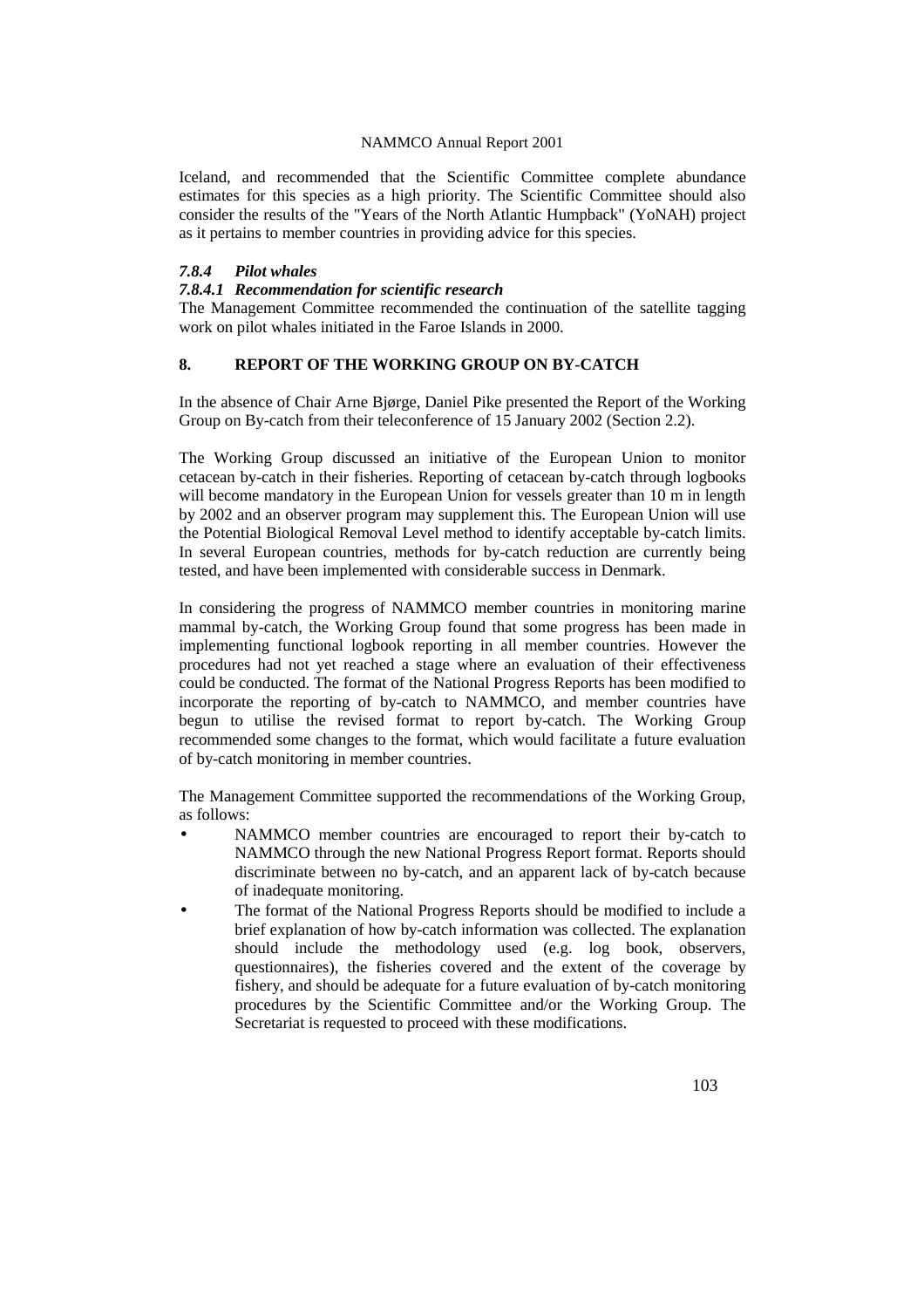Iceland, and recommended that the Scientific Committee complete abundance estimates for this species as a high priority. The Scientific Committee should also consider the results of the "Years of the North Atlantic Humpback" (YoNAH) project as it pertains to member countries in providing advice for this species.

#### *7.8.4 Pilot whales*

##### *7.8.4.1 Recommendation for scientific research*

The Management Committee recommended the continuation of the satellite tagging work on pilot whales initiated in the Faroe Islands in 2000.

## 8. REPORT OF THE WORKING GROUP ON BY-CATCH

In the absence of Chair Arne Bjørge, Daniel Pike presented the Report of the Working Group on By-catch from their teleconference of 15 January 2002 (Section 2.2).

The Working Group discussed an initiative of the European Union to monitor cetacean by-catch in their fisheries. Reporting of cetacean by-catch through logbooks will become mandatory in the European Union for vessels greater than 10 m in length by 2002 and an observer program may supplement this. The European Union will use the Potential Biological Removal Level method to identify acceptable by-catch limits. In several European countries, methods for by-catch reduction are currently being tested, and have been implemented with considerable success in Denmark.

In considering the progress of NAMMCO member countries in monitoring marine mammal by-catch, the Working Group found that some progress has been made in implementing functional logbook reporting in all member countries. However the procedures had not yet reached a stage where an evaluation of their effectiveness could be conducted. The format of the National Progress Reports has been modified to incorporate the reporting of by-catch to NAMMCO, and member countries have begun to utilise the revised format to report by-catch. The Working Group recommended some changes to the format, which would facilitate a future evaluation of by-catch monitoring in member countries.

The Management Committee supported the recommendations of the Working Group, as follows:

- NAMMCO member countries are encouraged to report their by-catch to NAMMCO through the new National Progress Report format. Reports should discriminate between no by-catch, and an apparent lack of by-catch because of inadequate monitoring.
- The format of the National Progress Reports should be modified to include a brief explanation of how by-catch information was collected. The explanation should include the methodology used (e.g. log book, observers, questionnaires), the fisheries covered and the extent of the coverage by fishery, and should be adequate for a future evaluation of by-catch monitoring procedures by the Scientific Committee and/or the Working Group. The Secretariat is requested to proceed with these modifications.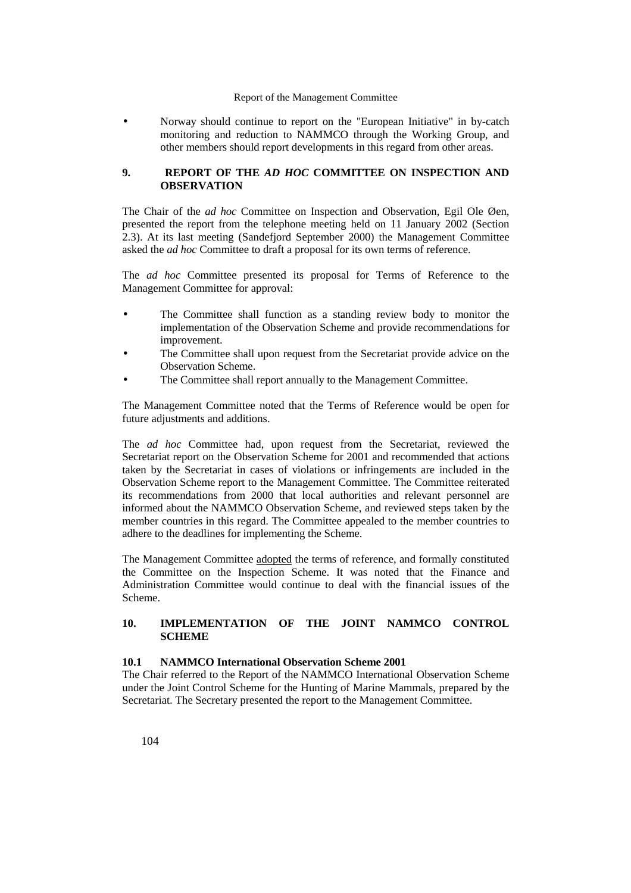- Norway should continue to report on the "European Initiative" in by-catch monitoring and reduction to NAMMCO through the Working Group, and other members should report developments in this regard from other areas.

## 9. REPORT OF THE *AD HOC* COMMITTEE ON INSPECTION AND OBSERVATION

The Chair of the *ad hoc* Committee on Inspection and Observation, Egil Ole Øen, presented the report from the telephone meeting held on 11 January 2002 (Section 2.3). At its last meeting (Sandefjord September 2000) the Management Committee asked the *ad hoc* Committee to draft a proposal for its own terms of reference.

The *ad hoc* Committee presented its proposal for Terms of Reference to the Management Committee for approval:

- The Committee shall function as a standing review body to monitor the implementation of the Observation Scheme and provide recommendations for improvement.
- The Committee shall upon request from the Secretariat provide advice on the Observation Scheme.
- The Committee shall report annually to the Management Committee.

The Management Committee noted that the Terms of Reference would be open for future adjustments and additions.

The *ad hoc* Committee had, upon request from the Secretariat, reviewed the Secretariat report on the Observation Scheme for 2001 and recommended that actions taken by the Secretariat in cases of violations or infringements are included in the Observation Scheme report to the Management Committee. The Committee reiterated its recommendations from 2000 that local authorities and relevant personnel are informed about the NAMMCO Observation Scheme, and reviewed steps taken by the member countries in this regard. The Committee appealed to the member countries to adhere to the deadlines for implementing the Scheme.

The Management Committee adopted the terms of reference, and formally constituted the Committee on the Inspection Scheme. It was noted that the Finance and Administration Committee would continue to deal with the financial issues of the Scheme.

## 10. IMPLEMENTATION OF THE JOINT NAMMCO CONTROL SCHEME

### 10.1 NAMMCO International Observation Scheme 2001

The Chair referred to the Report of the NAMMCO International Observation Scheme under the Joint Control Scheme for the Hunting of Marine Mammals, prepared by the Secretariat. The Secretary presented the report to the Management Committee.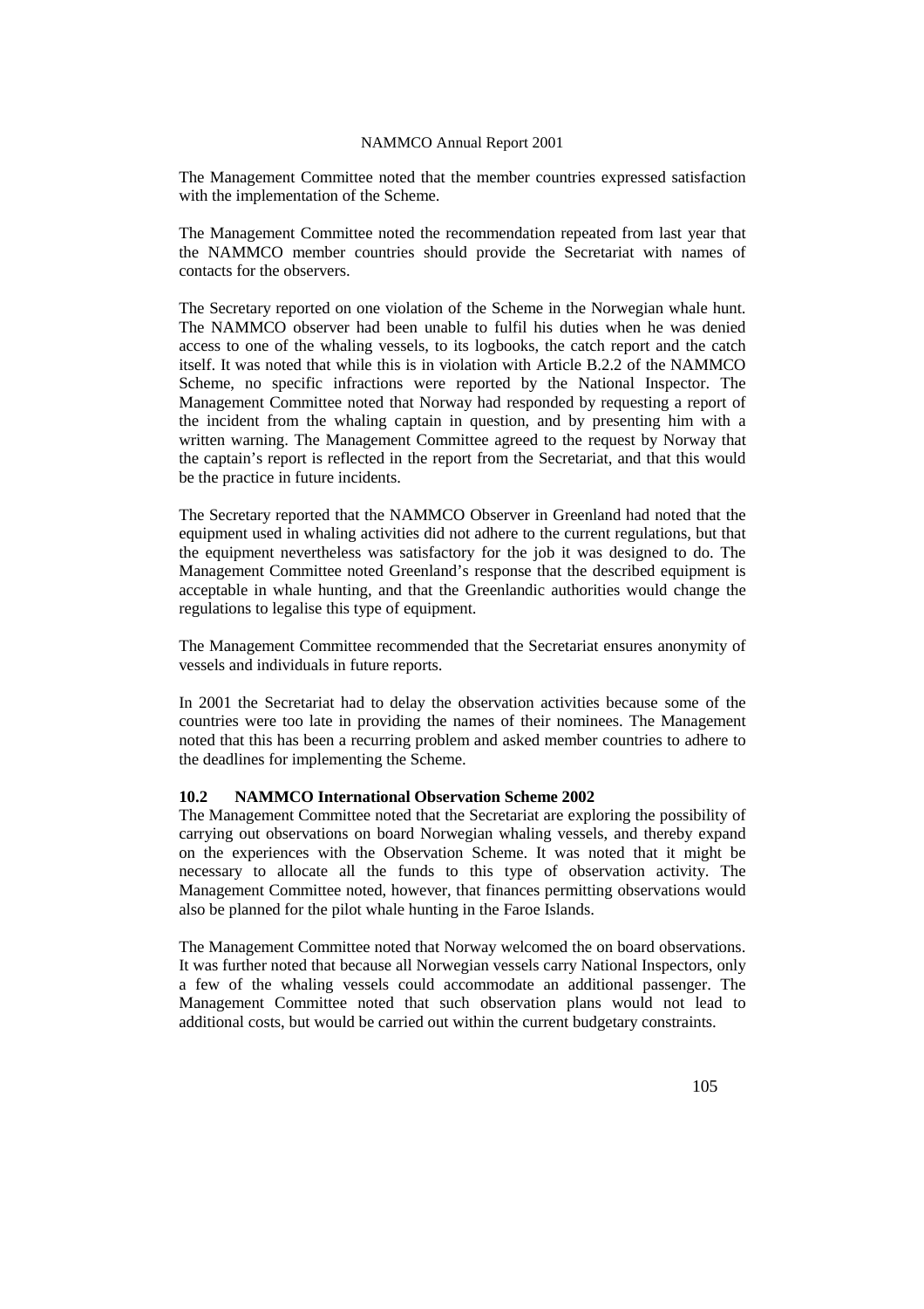The Management Committee noted that the member countries expressed satisfaction with the implementation of the Scheme.

The Management Committee noted the recommendation repeated from last year that the NAMMCO member countries should provide the Secretariat with names of contacts for the observers.

The Secretary reported on one violation of the Scheme in the Norwegian whale hunt. The NAMMCO observer had been unable to fulfil his duties when he was denied access to one of the whaling vessels, to its logbooks, the catch report and the catch itself. It was noted that while this is in violation with Article B.2.2 of the NAMMCO Scheme, no specific infractions were reported by the National Inspector. The Management Committee noted that Norway had responded by requesting a report of the incident from the whaling captain in question, and by presenting him with a written warning. The Management Committee agreed to the request by Norway that the captain's report is reflected in the report from the Secretariat, and that this would be the practice in future incidents.

The Secretary reported that the NAMMCO Observer in Greenland had noted that the equipment used in whaling activities did not adhere to the current regulations, but that the equipment nevertheless was satisfactory for the job it was designed to do. The Management Committee noted Greenland's response that the described equipment is acceptable in whale hunting, and that the Greenlandic authorities would change the regulations to legalise this type of equipment.

The Management Committee recommended that the Secretariat ensures anonymity of vessels and individuals in future reports.

In 2001 the Secretariat had to delay the observation activities because some of the countries were too late in providing the names of their nominees. The Management noted that this has been a recurring problem and asked member countries to adhere to the deadlines for implementing the Scheme.

### 10.2 NAMMCO International Observation Scheme 2002

The Management Committee noted that the Secretariat are exploring the possibility of carrying out observations on board Norwegian whaling vessels, and thereby expand on the experiences with the Observation Scheme. It was noted that it might be necessary to allocate all the funds to this type of observation activity. The Management Committee noted, however, that finances permitting observations would also be planned for the pilot whale hunting in the Faroe Islands.

The Management Committee noted that Norway welcomed the on board observations. It was further noted that because all Norwegian vessels carry National Inspectors, only a few of the whaling vessels could accommodate an additional passenger. The Management Committee noted that such observation plans would not lead to additional costs, but would be carried out within the current budgetary constraints.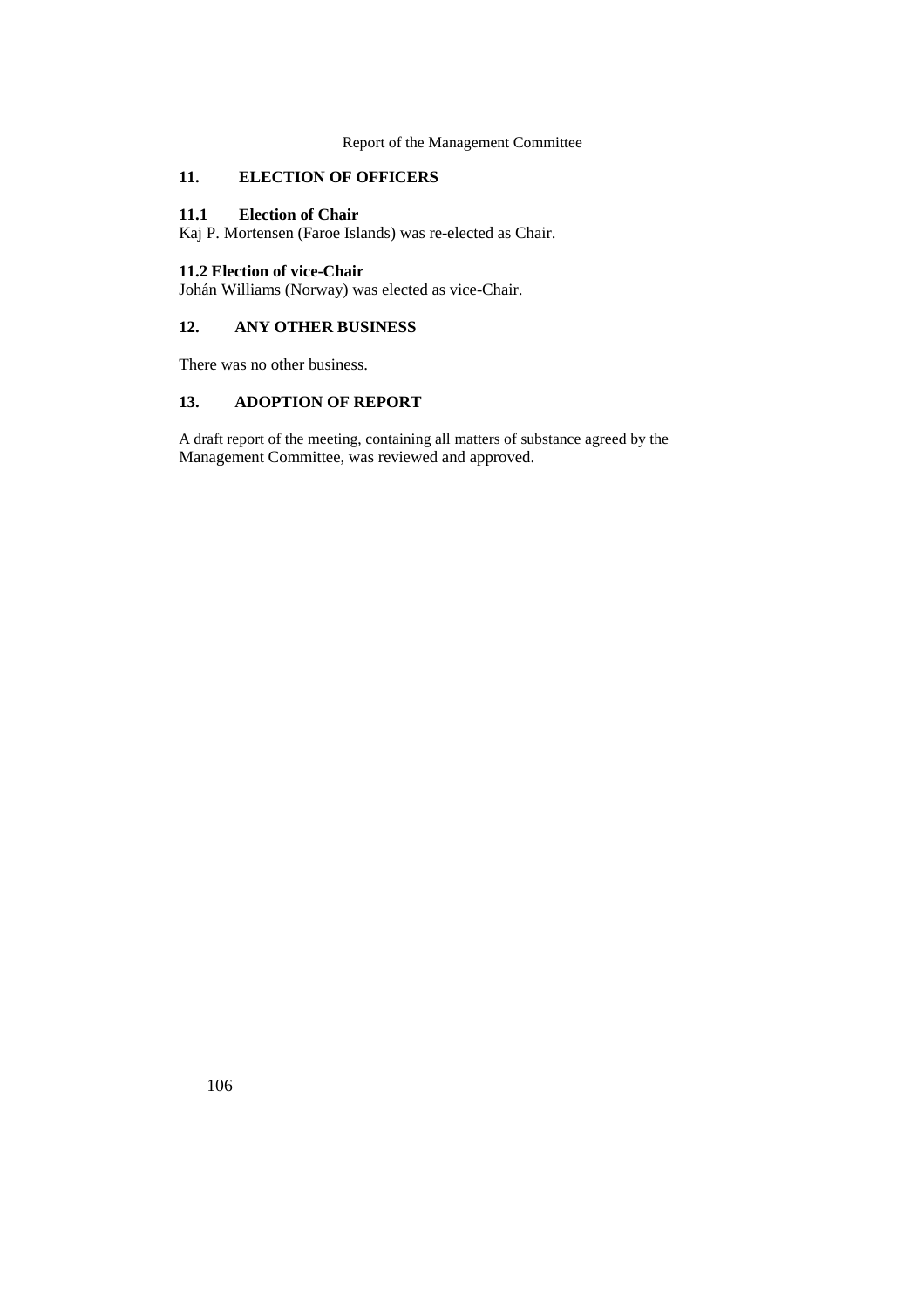## 11. ELECTION OF OFFICERS

### 11.1 Election of Chair

Kaj P. Mortensen (Faroe Islands) was re-elected as Chair.

### 11.2 Election of vice-Chair

Johán Williams (Norway) was elected as vice-Chair.

## 12. ANY OTHER BUSINESS

There was no other business.

## 13. ADOPTION OF REPORT

A draft report of the meeting, containing all matters of substance agreed by the Management Committee, was reviewed and approved.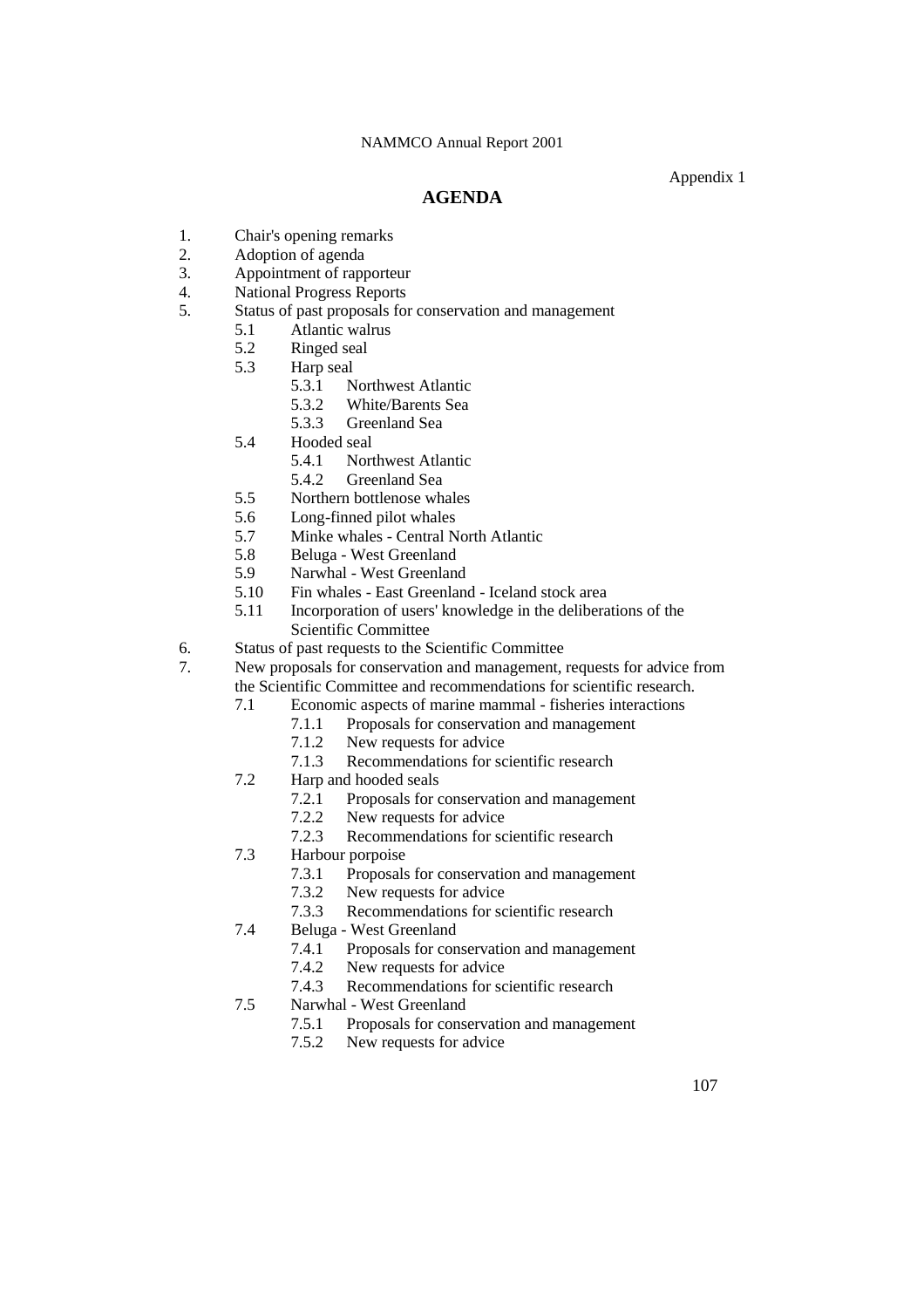Appendix 1

# AGENDA

1. Chair's opening remarks
2. Adoption of agenda
3. Appointment of rapporteur
4. National Progress Reports
5. Status of past proposals for conservation and management
   - 5.1 Atlantic walrus
   - 5.2 Ringed seal
   - 5.3 Harp seal
     - 5.3.1 Northwest Atlantic
     - 5.3.2 White/Barents Sea
     - 5.3.3 Greenland Sea
   - 5.4 Hooded seal
     - 5.4.1 Northwest Atlantic
     - 5.4.2 Greenland Sea
   - 5.5 Northern bottlenose whales
   - 5.6 Long-finned pilot whales
   - 5.7 Minke whales - Central North Atlantic
   - 5.8 Beluga - West Greenland
   - 5.9 Narwhal - West Greenland
   - 5.10 Fin whales - East Greenland - Iceland stock area
   - 5.11 Incorporation of users' knowledge in the deliberations of the Scientific Committee
6. Status of past requests to the Scientific Committee
7. New proposals for conservation and management, requests for advice from the Scientific Committee and recommendations for scientific research.
   - 7.1 Economic aspects of marine mammal - fisheries interactions
     - 7.1.1 Proposals for conservation and management
     - 7.1.2 New requests for advice
     - 7.1.3 Recommendations for scientific research
   - 7.2 Harp and hooded seals
     - 7.2.1 Proposals for conservation and management
     - 7.2.2 New requests for advice
     - 7.2.3 Recommendations for scientific research
   - 7.3 Harbour porpoise
     - 7.3.1 Proposals for conservation and management
     - 7.3.2 New requests for advice
     - 7.3.3 Recommendations for scientific research
   - 7.4 Beluga - West Greenland
     - 7.4.1 Proposals for conservation and management
     - 7.4.2 New requests for advice
     - 7.4.3 Recommendations for scientific research
   - 7.5 Narwhal - West Greenland
     - 7.5.1 Proposals for conservation and management
     - 7.5.2 New requests for advice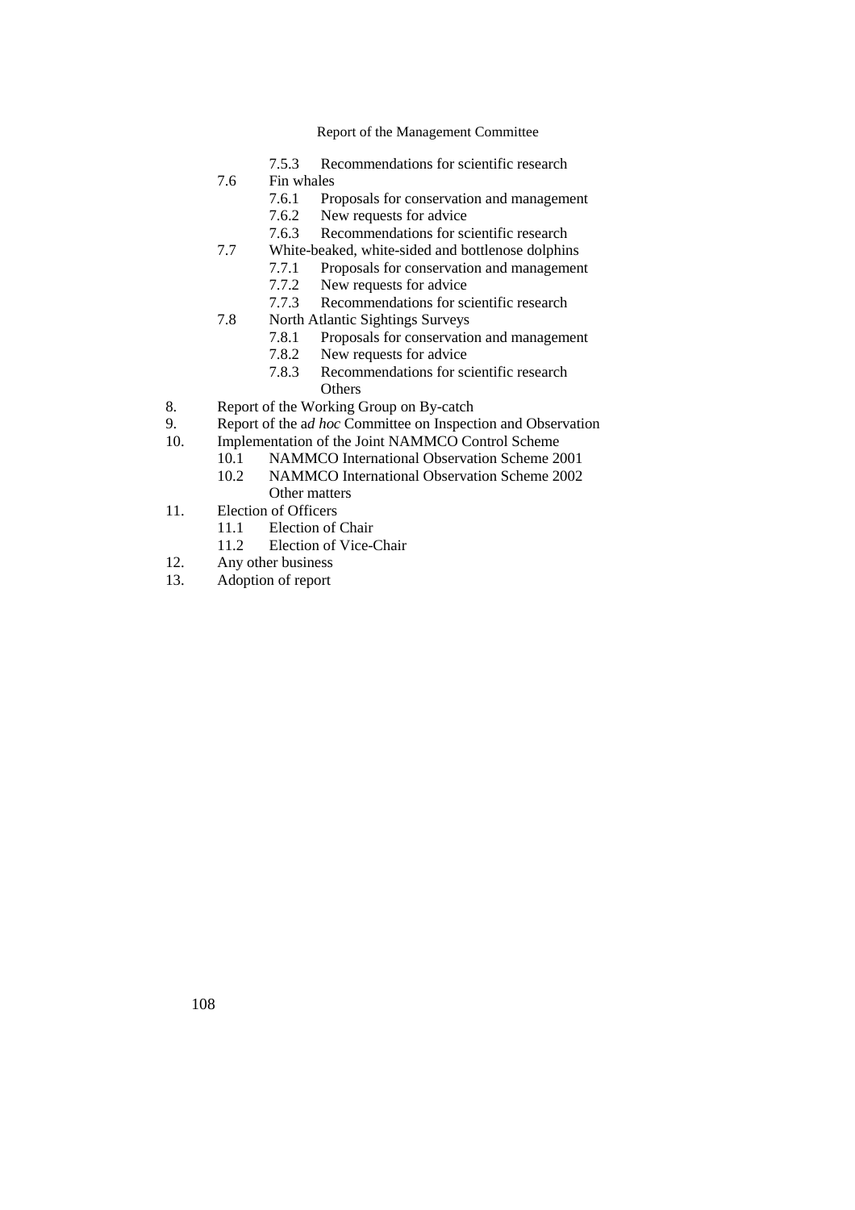- 7.5.3 Recommendations for scientific research
- 7.6 Fin whales
  - 7.6.1 Proposals for conservation and management
  - 7.6.2 New requests for advice
  - 7.6.3 Recommendations for scientific research
- 7.7 White-beaked, white-sided and bottlenose dolphins
  - 7.7.1 Proposals for conservation and management
  - 7.7.2 New requests for advice
  - 7.7.3 Recommendations for scientific research
- 7.8 North Atlantic Sightings Surveys
  - 7.8.1 Proposals for conservation and management
  - 7.8.2 New requests for advice
  - 7.8.3 Recommendations for scientific research
  - Others

8. Report of the Working Group on By-catch
9. Report of the a*d hoc* Committee on Inspection and Observation
10. Implementation of the Joint NAMMCO Control Scheme
    - 10.1 NAMMCO International Observation Scheme 2001
    - 10.2 NAMMCO International Observation Scheme 2002
    - Other matters
11. Election of Officers
    - 11.1 Election of Chair
    - 11.2 Election of Vice-Chair
12. Any other business
13. Adoption of report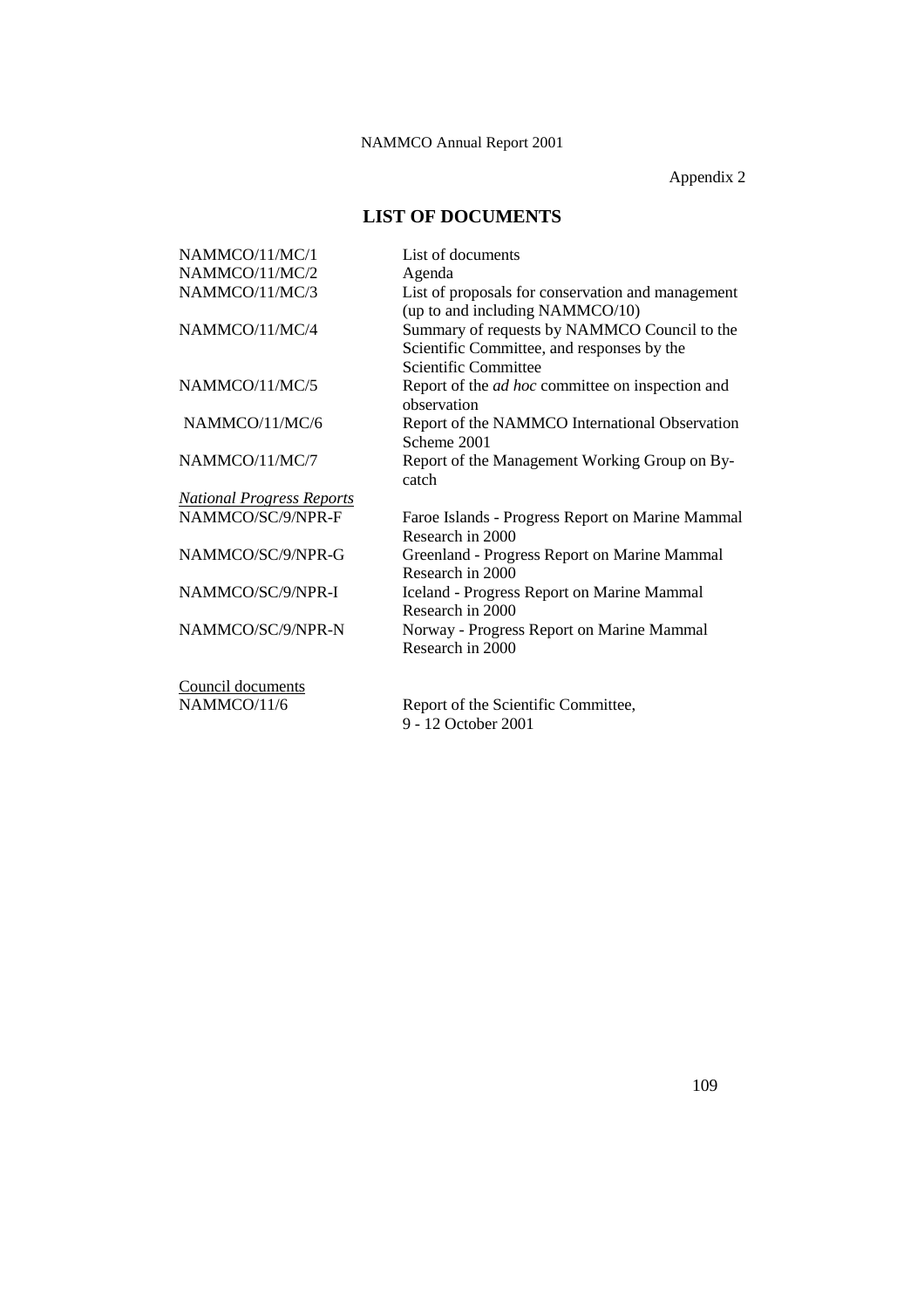Appendix 2

## LIST OF DOCUMENTS

| | |
|---|---|
| NAMMCO/11/MC/1 | List of documents |
| NAMMCO/11/MC/2 | Agenda |
| NAMMCO/11/MC/3 | List of proposals for conservation and management (up to and including NAMMCO/10) |
| NAMMCO/11/MC/4 | Summary of requests by NAMMCO Council to the Scientific Committee, and responses by the Scientific Committee |
| NAMMCO/11/MC/5 | Report of the *ad hoc* committee on inspection and observation |
| NAMMCO/11/MC/6 | Report of the NAMMCO International Observation Scheme 2001 |
| NAMMCO/11/MC/7 | Report of the Management Working Group on By-catch |
| *National Progress Reports* | |
| NAMMCO/SC/9/NPR-F | Faroe Islands - Progress Report on Marine Mammal Research in 2000 |
| NAMMCO/SC/9/NPR-G | Greenland - Progress Report on Marine Mammal Research in 2000 |
| NAMMCO/SC/9/NPR-I | Iceland - Progress Report on Marine Mammal Research in 2000 |
| NAMMCO/SC/9/NPR-N | Norway - Progress Report on Marine Mammal Research in 2000 |
| Council documents | |
| NAMMCO/11/6 | Report of the Scientific Committee, 9 - 12 October 2001 |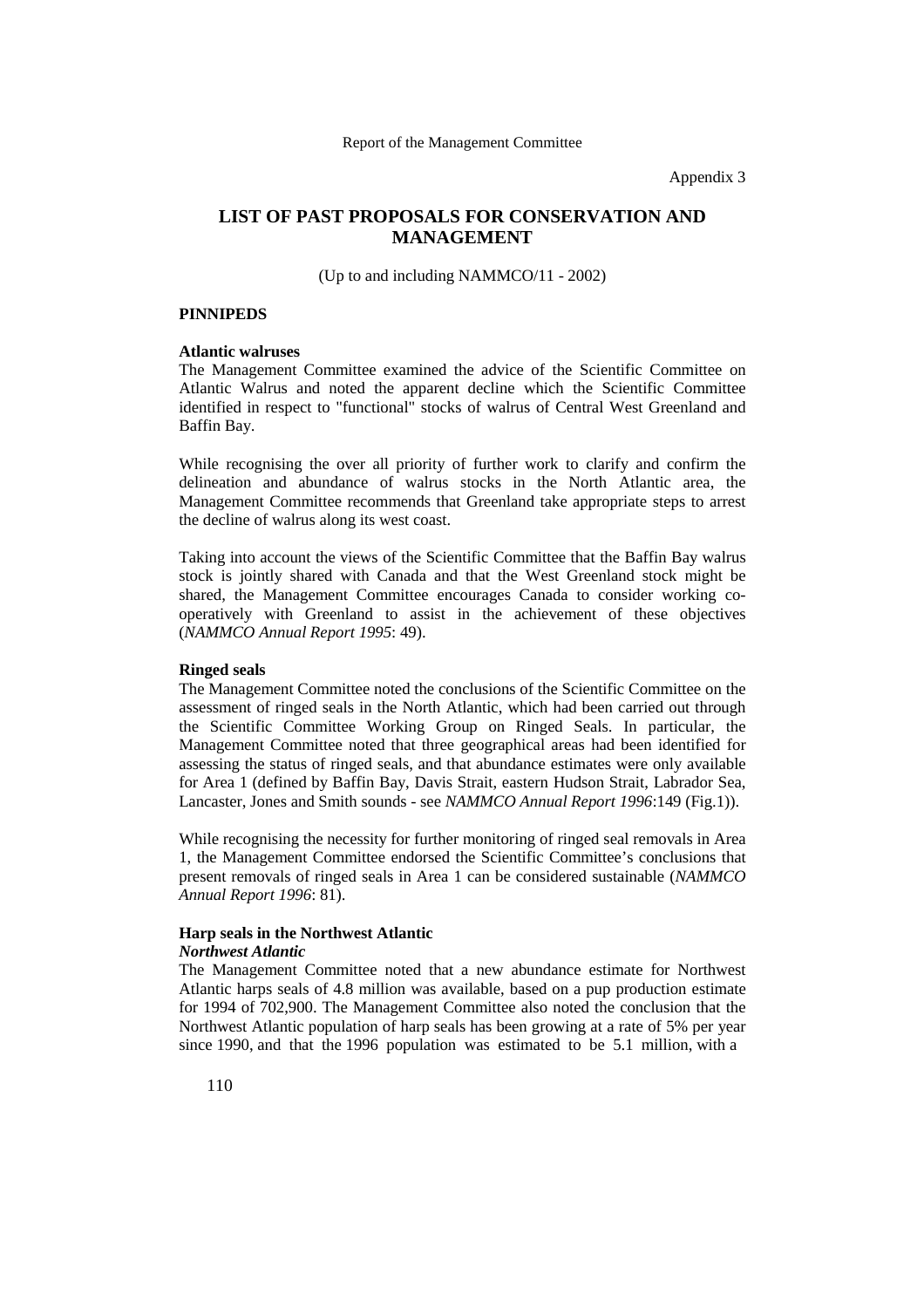Appendix 3

# LIST OF PAST PROPOSALS FOR CONSERVATION AND MANAGEMENT

(Up to and including NAMMCO/11 - 2002)

## PINNIPEDS

### Atlantic walruses

The Management Committee examined the advice of the Scientific Committee on Atlantic Walrus and noted the apparent decline which the Scientific Committee identified in respect to "functional" stocks of walrus of Central West Greenland and Baffin Bay.

While recognising the over all priority of further work to clarify and confirm the delineation and abundance of walrus stocks in the North Atlantic area, the Management Committee recommends that Greenland take appropriate steps to arrest the decline of walrus along its west coast.

Taking into account the views of the Scientific Committee that the Baffin Bay walrus stock is jointly shared with Canada and that the West Greenland stock might be shared, the Management Committee encourages Canada to consider working co-operatively with Greenland to assist in the achievement of these objectives (*NAMMCO Annual Report 1995*: 49).

### Ringed seals

The Management Committee noted the conclusions of the Scientific Committee on the assessment of ringed seals in the North Atlantic, which had been carried out through the Scientific Committee Working Group on Ringed Seals. In particular, the Management Committee noted that three geographical areas had been identified for assessing the status of ringed seals, and that abundance estimates were only available for Area 1 (defined by Baffin Bay, Davis Strait, eastern Hudson Strait, Labrador Sea, Lancaster, Jones and Smith sounds - see *NAMMCO Annual Report 1996*:149 (Fig.1)).

While recognising the necessity for further monitoring of ringed seal removals in Area 1, the Management Committee endorsed the Scientific Committee's conclusions that present removals of ringed seals in Area 1 can be considered sustainable (*NAMMCO Annual Report 1996*: 81).

### Harp seals in the Northwest Atlantic

#### *Northwest Atlantic*

The Management Committee noted that a new abundance estimate for Northwest Atlantic harps seals of 4.8 million was available, based on a pup production estimate for 1994 of 702,900. The Management Committee also noted the conclusion that the Northwest Atlantic population of harp seals has been growing at a rate of 5% per year since 1990, and that the 1996 population was estimated to be 5.1 million, with a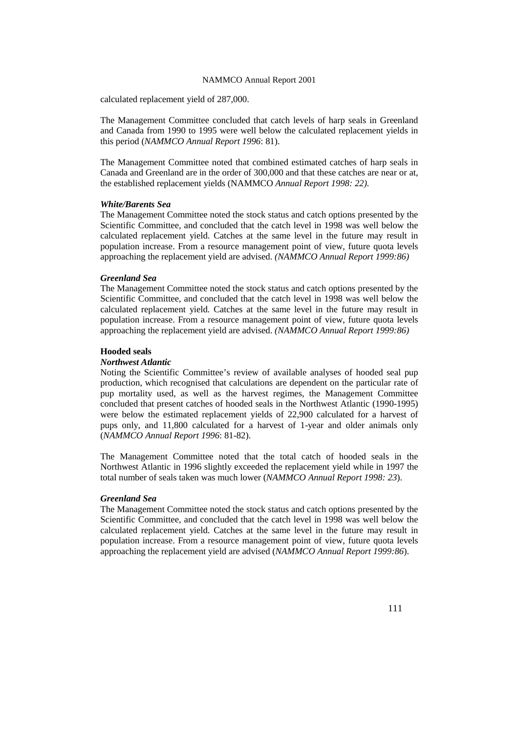calculated replacement yield of 287,000.

The Management Committee concluded that catch levels of harp seals in Greenland and Canada from 1990 to 1995 were well below the calculated replacement yields in this period (*NAMMCO Annual Report 1996*: 81).

The Management Committee noted that combined estimated catches of harp seals in Canada and Greenland are in the order of 300,000 and that these catches are near or at, the established replacement yields (NAMMCO *Annual Report 1998: 22).*

***White/Barents Sea***

The Management Committee noted the stock status and catch options presented by the Scientific Committee, and concluded that the catch level in 1998 was well below the calculated replacement yield. Catches at the same level in the future may result in population increase. From a resource management point of view, future quota levels approaching the replacement yield are advised. *(NAMMCO Annual Report 1999:86)*

***Greenland Sea***

The Management Committee noted the stock status and catch options presented by the Scientific Committee, and concluded that the catch level in 1998 was well below the calculated replacement yield. Catches at the same level in the future may result in population increase. From a resource management point of view, future quota levels approaching the replacement yield are advised. *(NAMMCO Annual Report 1999:86)*

**Hooded seals**

***Northwest Atlantic***

Noting the Scientific Committee's review of available analyses of hooded seal pup production, which recognised that calculations are dependent on the particular rate of pup mortality used, as well as the harvest regimes, the Management Committee concluded that present catches of hooded seals in the Northwest Atlantic (1990-1995) were below the estimated replacement yields of 22,900 calculated for a harvest of pups only, and 11,800 calculated for a harvest of 1-year and older animals only (*NAMMCO Annual Report 1996*: 81-82).

The Management Committee noted that the total catch of hooded seals in the Northwest Atlantic in 1996 slightly exceeded the replacement yield while in 1997 the total number of seals taken was much lower (*NAMMCO Annual Report 1998: 23*).

***Greenland Sea***

The Management Committee noted the stock status and catch options presented by the Scientific Committee, and concluded that the catch level in 1998 was well below the calculated replacement yield. Catches at the same level in the future may result in population increase. From a resource management point of view, future quota levels approaching the replacement yield are advised (*NAMMCO Annual Report 1999:86*).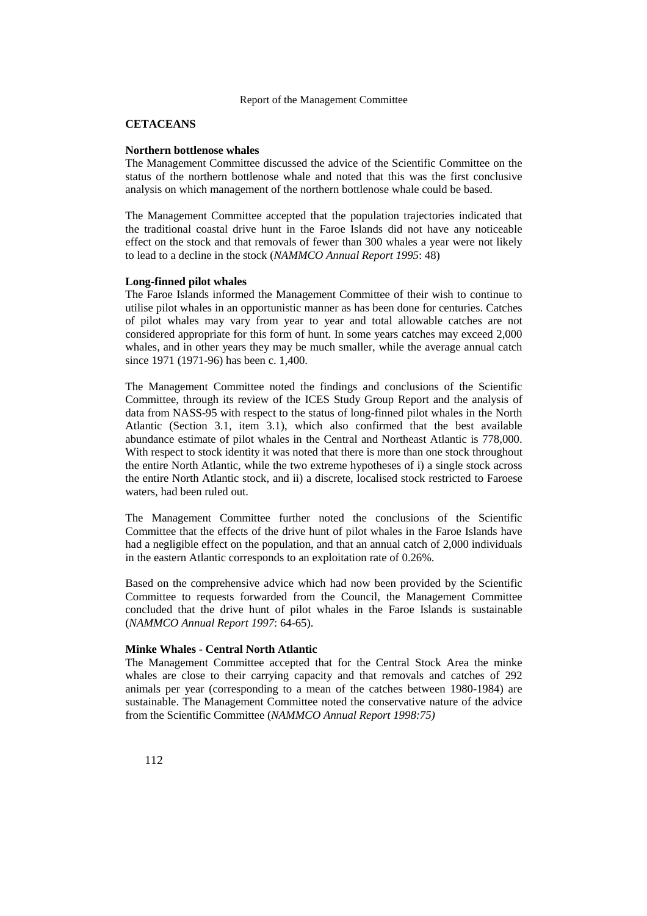## CETACEANS

### Northern bottlenose whales

The Management Committee discussed the advice of the Scientific Committee on the status of the northern bottlenose whale and noted that this was the first conclusive analysis on which management of the northern bottlenose whale could be based.

The Management Committee accepted that the population trajectories indicated that the traditional coastal drive hunt in the Faroe Islands did not have any noticeable effect on the stock and that removals of fewer than 300 whales a year were not likely to lead to a decline in the stock (*NAMMCO Annual Report 1995*: 48)

### Long-finned pilot whales

The Faroe Islands informed the Management Committee of their wish to continue to utilise pilot whales in an opportunistic manner as has been done for centuries. Catches of pilot whales may vary from year to year and total allowable catches are not considered appropriate for this form of hunt. In some years catches may exceed 2,000 whales, and in other years they may be much smaller, while the average annual catch since 1971 (1971-96) has been c. 1,400.

The Management Committee noted the findings and conclusions of the Scientific Committee, through its review of the ICES Study Group Report and the analysis of data from NASS-95 with respect to the status of long-finned pilot whales in the North Atlantic (Section 3.1, item 3.1), which also confirmed that the best available abundance estimate of pilot whales in the Central and Northeast Atlantic is 778,000. With respect to stock identity it was noted that there is more than one stock throughout the entire North Atlantic, while the two extreme hypotheses of i) a single stock across the entire North Atlantic stock, and ii) a discrete, localised stock restricted to Faroese waters, had been ruled out.

The Management Committee further noted the conclusions of the Scientific Committee that the effects of the drive hunt of pilot whales in the Faroe Islands have had a negligible effect on the population, and that an annual catch of 2,000 individuals in the eastern Atlantic corresponds to an exploitation rate of 0.26%.

Based on the comprehensive advice which had now been provided by the Scientific Committee to requests forwarded from the Council, the Management Committee concluded that the drive hunt of pilot whales in the Faroe Islands is sustainable (*NAMMCO Annual Report 1997*: 64-65).

### Minke Whales - Central North Atlantic

The Management Committee accepted that for the Central Stock Area the minke whales are close to their carrying capacity and that removals and catches of 292 animals per year (corresponding to a mean of the catches between 1980-1984) are sustainable. The Management Committee noted the conservative nature of the advice from the Scientific Committee (*NAMMCO Annual Report 1998:75)*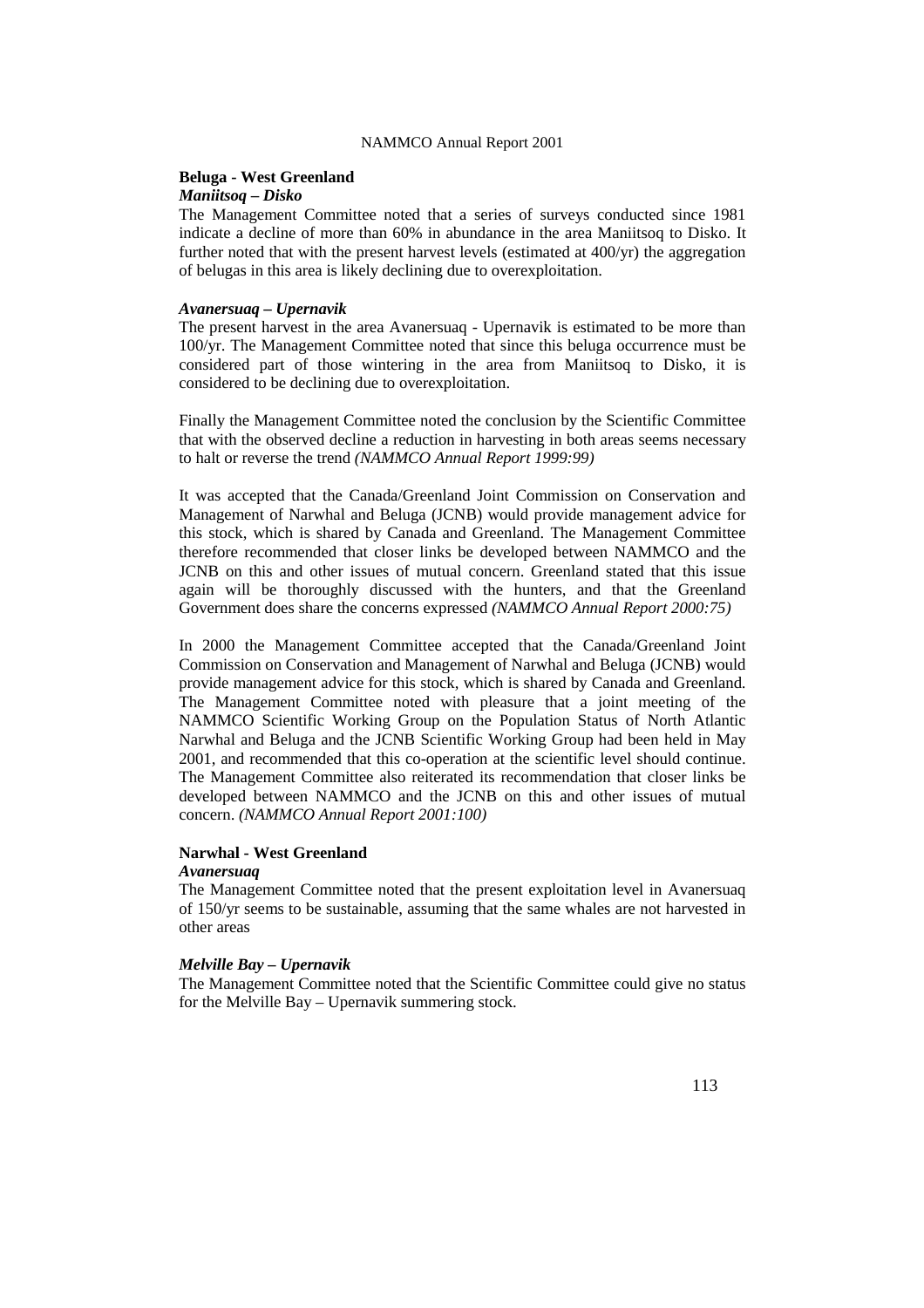**Beluga - West Greenland**

***Maniitsoq – Disko***

The Management Committee noted that a series of surveys conducted since 1981 indicate a decline of more than 60% in abundance in the area Maniitsoq to Disko. It further noted that with the present harvest levels (estimated at 400/yr) the aggregation of belugas in this area is likely declining due to overexploitation.

***Avanersuaq – Upernavik***

The present harvest in the area Avanersuaq - Upernavik is estimated to be more than 100/yr. The Management Committee noted that since this beluga occurrence must be considered part of those wintering in the area from Maniitsoq to Disko, it is considered to be declining due to overexploitation.

Finally the Management Committee noted the conclusion by the Scientific Committee that with the observed decline a reduction in harvesting in both areas seems necessary to halt or reverse the trend *(NAMMCO Annual Report 1999:99)*

It was accepted that the Canada/Greenland Joint Commission on Conservation and Management of Narwhal and Beluga (JCNB) would provide management advice for this stock, which is shared by Canada and Greenland. The Management Committee therefore recommended that closer links be developed between NAMMCO and the JCNB on this and other issues of mutual concern. Greenland stated that this issue again will be thoroughly discussed with the hunters, and that the Greenland Government does share the concerns expressed *(NAMMCO Annual Report 2000:75)*

In 2000 the Management Committee accepted that the Canada/Greenland Joint Commission on Conservation and Management of Narwhal and Beluga (JCNB) would provide management advice for this stock, which is shared by Canada and Greenland. The Management Committee noted with pleasure that a joint meeting of the NAMMCO Scientific Working Group on the Population Status of North Atlantic Narwhal and Beluga and the JCNB Scientific Working Group had been held in May 2001, and recommended that this co-operation at the scientific level should continue. The Management Committee also reiterated its recommendation that closer links be developed between NAMMCO and the JCNB on this and other issues of mutual concern. *(NAMMCO Annual Report 2001:100)*

**Narwhal - West Greenland**

***Avanersuaq***

The Management Committee noted that the present exploitation level in Avanersuaq of 150/yr seems to be sustainable, assuming that the same whales are not harvested in other areas

***Melville Bay – Upernavik***

The Management Committee noted that the Scientific Committee could give no status for the Melville Bay – Upernavik summering stock.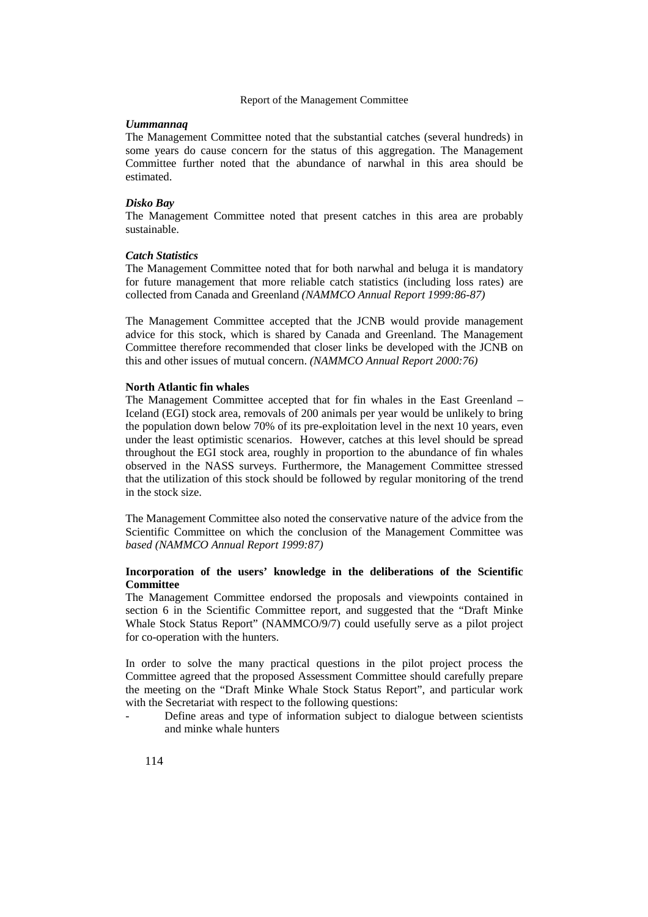***Uummannaq***

The Management Committee noted that the substantial catches (several hundreds) in some years do cause concern for the status of this aggregation. The Management Committee further noted that the abundance of narwhal in this area should be estimated.

***Disko Bay***

The Management Committee noted that present catches in this area are probably sustainable.

***Catch Statistics***

The Management Committee noted that for both narwhal and beluga it is mandatory for future management that more reliable catch statistics (including loss rates) are collected from Canada and Greenland *(NAMMCO Annual Report 1999:86-87)*

The Management Committee accepted that the JCNB would provide management advice for this stock, which is shared by Canada and Greenland. The Management Committee therefore recommended that closer links be developed with the JCNB on this and other issues of mutual concern. *(NAMMCO Annual Report 2000:76)*

**North Atlantic fin whales**

The Management Committee accepted that for fin whales in the East Greenland – Iceland (EGI) stock area, removals of 200 animals per year would be unlikely to bring the population down below 70% of its pre-exploitation level in the next 10 years, even under the least optimistic scenarios. However, catches at this level should be spread throughout the EGI stock area, roughly in proportion to the abundance of fin whales observed in the NASS surveys. Furthermore, the Management Committee stressed that the utilization of this stock should be followed by regular monitoring of the trend in the stock size.

The Management Committee also noted the conservative nature of the advice from the Scientific Committee on which the conclusion of the Management Committee was *based (NAMMCO Annual Report 1999:87)*

**Incorporation of the users' knowledge in the deliberations of the Scientific Committee**

The Management Committee endorsed the proposals and viewpoints contained in section 6 in the Scientific Committee report, and suggested that the "Draft Minke Whale Stock Status Report" (NAMMCO/9/7) could usefully serve as a pilot project for co-operation with the hunters.

In order to solve the many practical questions in the pilot project process the Committee agreed that the proposed Assessment Committee should carefully prepare the meeting on the "Draft Minke Whale Stock Status Report", and particular work with the Secretariat with respect to the following questions:

- Define areas and type of information subject to dialogue between scientists and minke whale hunters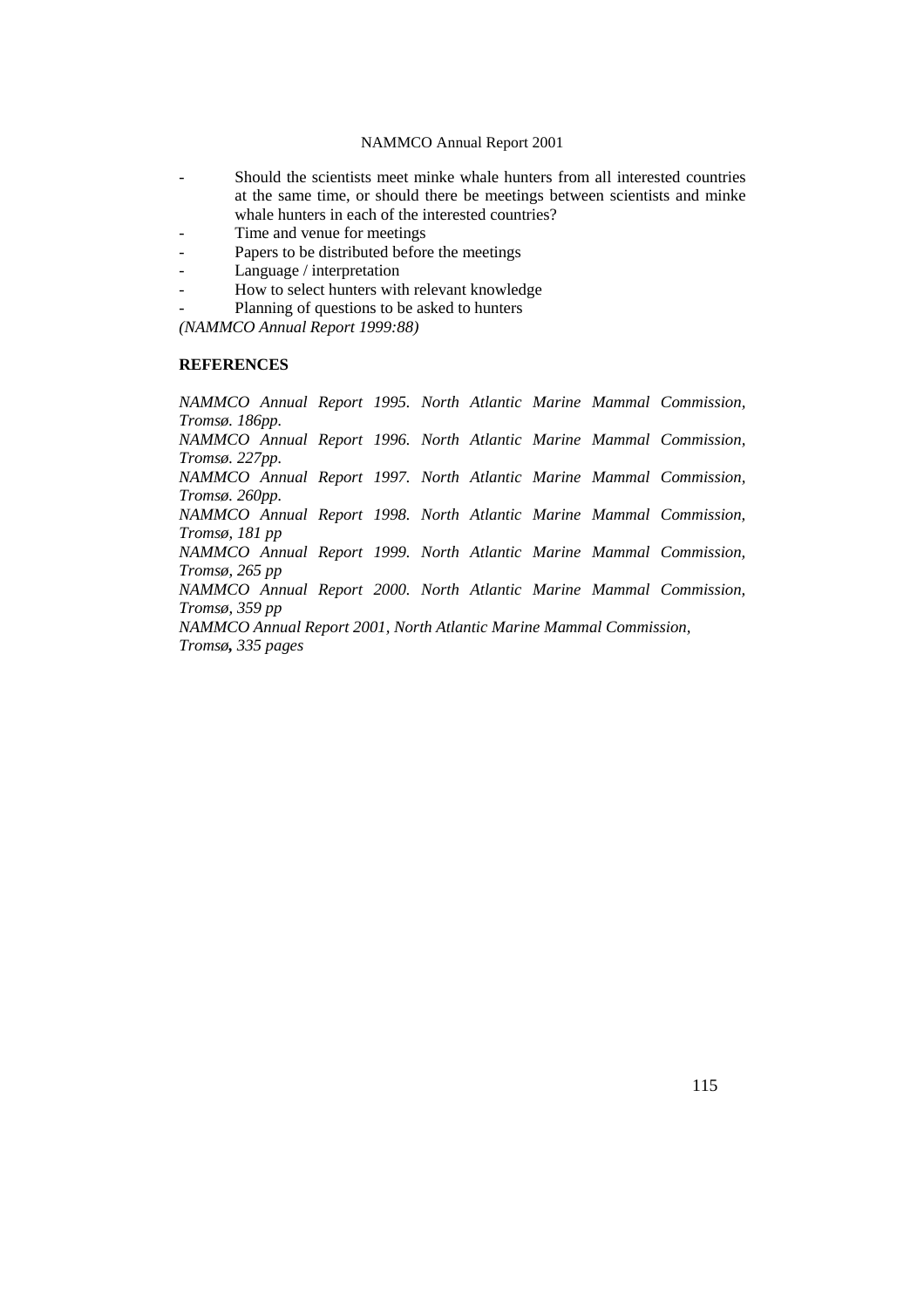- Should the scientists meet minke whale hunters from all interested countries at the same time, or should there be meetings between scientists and minke whale hunters in each of the interested countries?
- Time and venue for meetings
- Papers to be distributed before the meetings
- Language / interpretation
- How to select hunters with relevant knowledge
- Planning of questions to be asked to hunters

*(NAMMCO Annual Report 1999:88)*

**REFERENCES**

*NAMMCO Annual Report 1995. North Atlantic Marine Mammal Commission, Tromsø. 186pp.*
*NAMMCO Annual Report 1996. North Atlantic Marine Mammal Commission, Tromsø. 227pp.*
*NAMMCO Annual Report 1997. North Atlantic Marine Mammal Commission, Tromsø. 260pp.*
*NAMMCO Annual Report 1998. North Atlantic Marine Mammal Commission, Tromsø, 181 pp*
*NAMMCO Annual Report 1999. North Atlantic Marine Mammal Commission, Tromsø, 265 pp*
*NAMMCO Annual Report 2000. North Atlantic Marine Mammal Commission, Tromsø, 359 pp*
*NAMMCO Annual Report 2001, North Atlantic Marine Mammal Commission, Tromsø, 335 pages*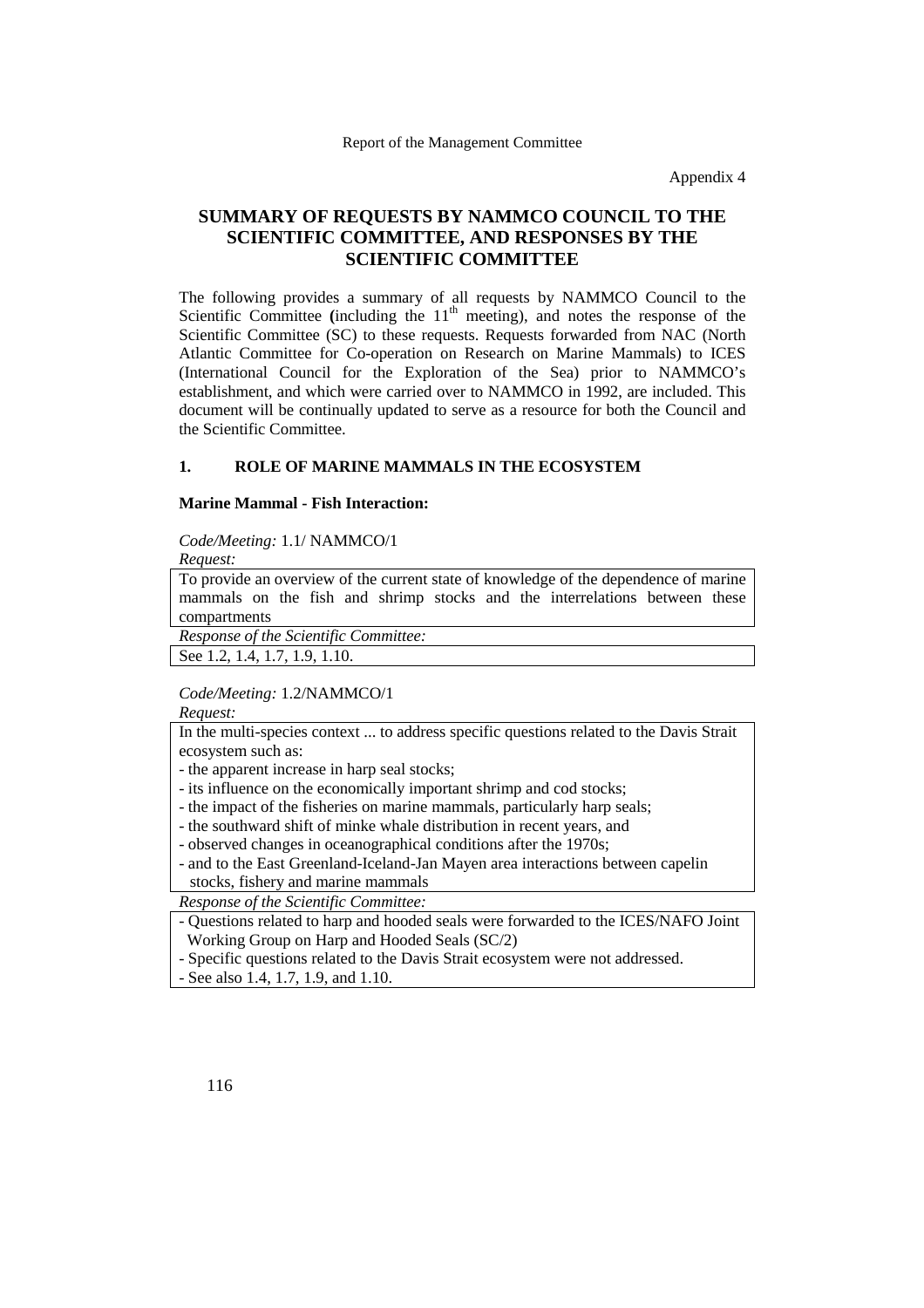Appendix 4

# SUMMARY OF REQUESTS BY NAMMCO COUNCIL TO THE SCIENTIFIC COMMITTEE, AND RESPONSES BY THE SCIENTIFIC COMMITTEE

The following provides a summary of all requests by NAMMCO Council to the Scientific Committee (including the 11th meeting), and notes the response of the Scientific Committee (SC) to these requests. Requests forwarded from NAC (North Atlantic Committee for Co-operation on Research on Marine Mammals) to ICES (International Council for the Exploration of the Sea) prior to NAMMCO's establishment, and which were carried over to NAMMCO in 1992, are included. This document will be continually updated to serve as a resource for both the Council and the Scientific Committee.

## 1. ROLE OF MARINE MAMMALS IN THE ECOSYSTEM

### Marine Mammal - Fish Interaction:

*Code/Meeting:* 1.1/ NAMMCO/1

*Request:*

To provide an overview of the current state of knowledge of the dependence of marine mammals on the fish and shrimp stocks and the interrelations between these compartments

*Response of the Scientific Committee:*

See 1.2, 1.4, 1.7, 1.9, 1.10.

*Code/Meeting:* 1.2/NAMMCO/1

*Request:*

In the multi-species context ... to address specific questions related to the Davis Strait ecosystem such as:

- the apparent increase in harp seal stocks;
- its influence on the economically important shrimp and cod stocks;
- the impact of the fisheries on marine mammals, particularly harp seals;
- the southward shift of minke whale distribution in recent years, and
- observed changes in oceanographical conditions after the 1970s;
- and to the East Greenland-Iceland-Jan Mayen area interactions between capelin stocks, fishery and marine mammals

*Response of the Scientific Committee:*

- Questions related to harp and hooded seals were forwarded to the ICES/NAFO Joint Working Group on Harp and Hooded Seals (SC/2)
- Specific questions related to the Davis Strait ecosystem were not addressed.
- See also 1.4, 1.7, 1.9, and 1.10.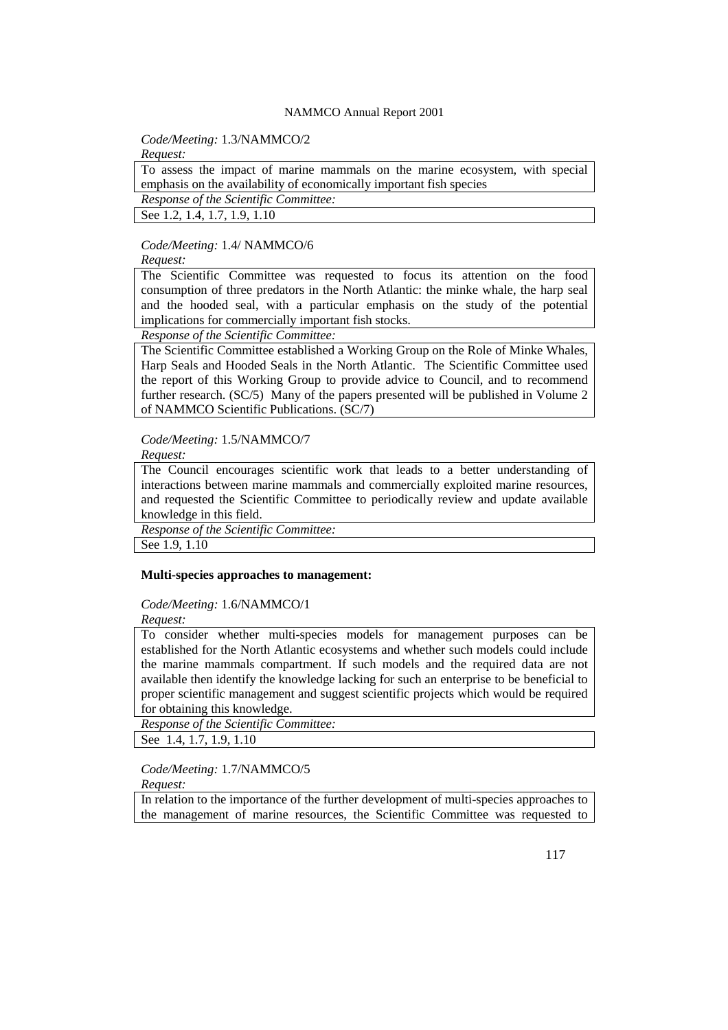*Code/Meeting:* 1.3/NAMMCO/2

*Request:*

To assess the impact of marine mammals on the marine ecosystem, with special emphasis on the availability of economically important fish species

*Response of the Scientific Committee:*

See 1.2, 1.4, 1.7, 1.9, 1.10

*Code/Meeting:* 1.4/ NAMMCO/6

*Request:*

The Scientific Committee was requested to focus its attention on the food consumption of three predators in the North Atlantic: the minke whale, the harp seal and the hooded seal, with a particular emphasis on the study of the potential implications for commercially important fish stocks.

*Response of the Scientific Committee:*

The Scientific Committee established a Working Group on the Role of Minke Whales, Harp Seals and Hooded Seals in the North Atlantic. The Scientific Committee used the report of this Working Group to provide advice to Council, and to recommend further research. (SC/5) Many of the papers presented will be published in Volume 2 of NAMMCO Scientific Publications. (SC/7)

*Code/Meeting:* 1.5/NAMMCO/7

*Request:*

The Council encourages scientific work that leads to a better understanding of interactions between marine mammals and commercially exploited marine resources, and requested the Scientific Committee to periodically review and update available knowledge in this field.

*Response of the Scientific Committee:*

See 1.9, 1.10

**Multi-species approaches to management:**

*Code/Meeting:* 1.6/NAMMCO/1

*Request:*

To consider whether multi-species models for management purposes can be established for the North Atlantic ecosystems and whether such models could include the marine mammals compartment. If such models and the required data are not available then identify the knowledge lacking for such an enterprise to be beneficial to proper scientific management and suggest scientific projects which would be required for obtaining this knowledge.

*Response of the Scientific Committee:*

See 1.4, 1.7, 1.9, 1.10

*Code/Meeting:* 1.7/NAMMCO/5

*Request:*

In relation to the importance of the further development of multi-species approaches to the management of marine resources, the Scientific Committee was requested to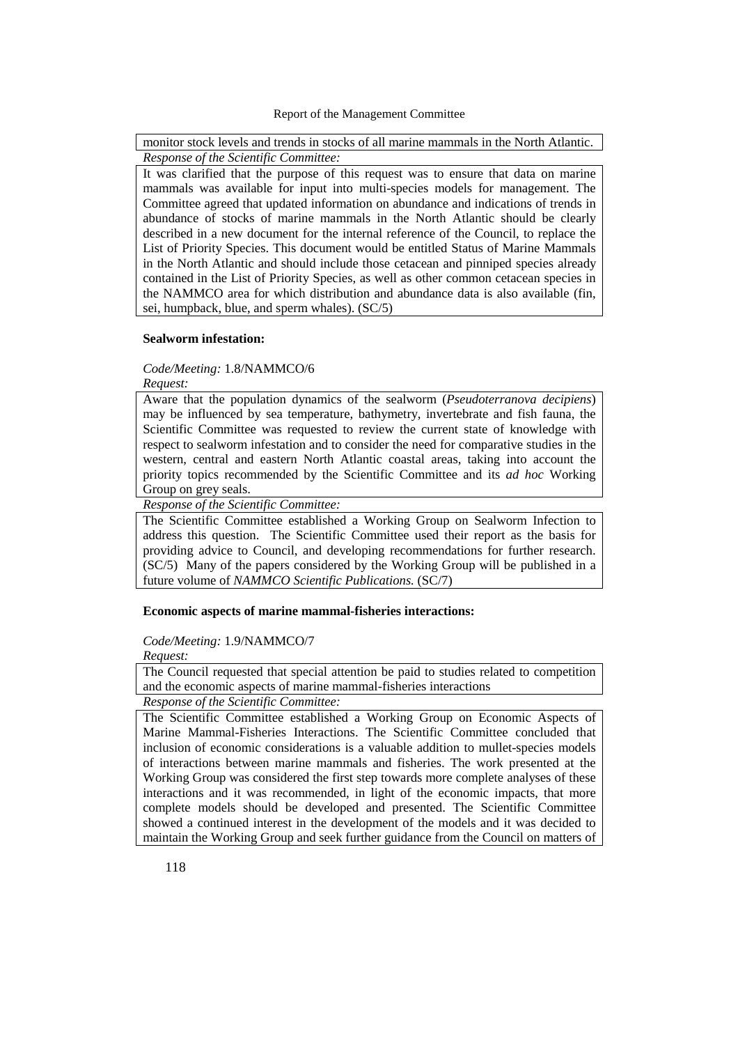monitor stock levels and trends in stocks of all marine mammals in the North Atlantic.

*Response of the Scientific Committee:*

It was clarified that the purpose of this request was to ensure that data on marine mammals was available for input into multi-species models for management. The Committee agreed that updated information on abundance and indications of trends in abundance of stocks of marine mammals in the North Atlantic should be clearly described in a new document for the internal reference of the Council, to replace the List of Priority Species. This document would be entitled Status of Marine Mammals in the North Atlantic and should include those cetacean and pinniped species already contained in the List of Priority Species, as well as other common cetacean species in the NAMMCO area for which distribution and abundance data is also available (fin, sei, humpback, blue, and sperm whales). (SC/5)

**Sealworm infestation:**

*Code/Meeting:* 1.8/NAMMCO/6

*Request:*

Aware that the population dynamics of the sealworm (*Pseudoterranova decipiens*) may be influenced by sea temperature, bathymetry, invertebrate and fish fauna, the Scientific Committee was requested to review the current state of knowledge with respect to sealworm infestation and to consider the need for comparative studies in the western, central and eastern North Atlantic coastal areas, taking into account the priority topics recommended by the Scientific Committee and its *ad hoc* Working Group on grey seals.

*Response of the Scientific Committee:*

The Scientific Committee established a Working Group on Sealworm Infection to address this question. The Scientific Committee used their report as the basis for providing advice to Council, and developing recommendations for further research. (SC/5) Many of the papers considered by the Working Group will be published in a future volume of *NAMMCO Scientific Publications.* (SC/7)

**Economic aspects of marine mammal-fisheries interactions:**

*Code/Meeting:* 1.9/NAMMCO/7

*Request:*

The Council requested that special attention be paid to studies related to competition and the economic aspects of marine mammal-fisheries interactions

*Response of the Scientific Committee:*

The Scientific Committee established a Working Group on Economic Aspects of Marine Mammal-Fisheries Interactions. The Scientific Committee concluded that inclusion of economic considerations is a valuable addition to mullet-species models of interactions between marine mammals and fisheries. The work presented at the Working Group was considered the first step towards more complete analyses of these interactions and it was recommended, in light of the economic impacts, that more complete models should be developed and presented. The Scientific Committee showed a continued interest in the development of the models and it was decided to maintain the Working Group and seek further guidance from the Council on matters of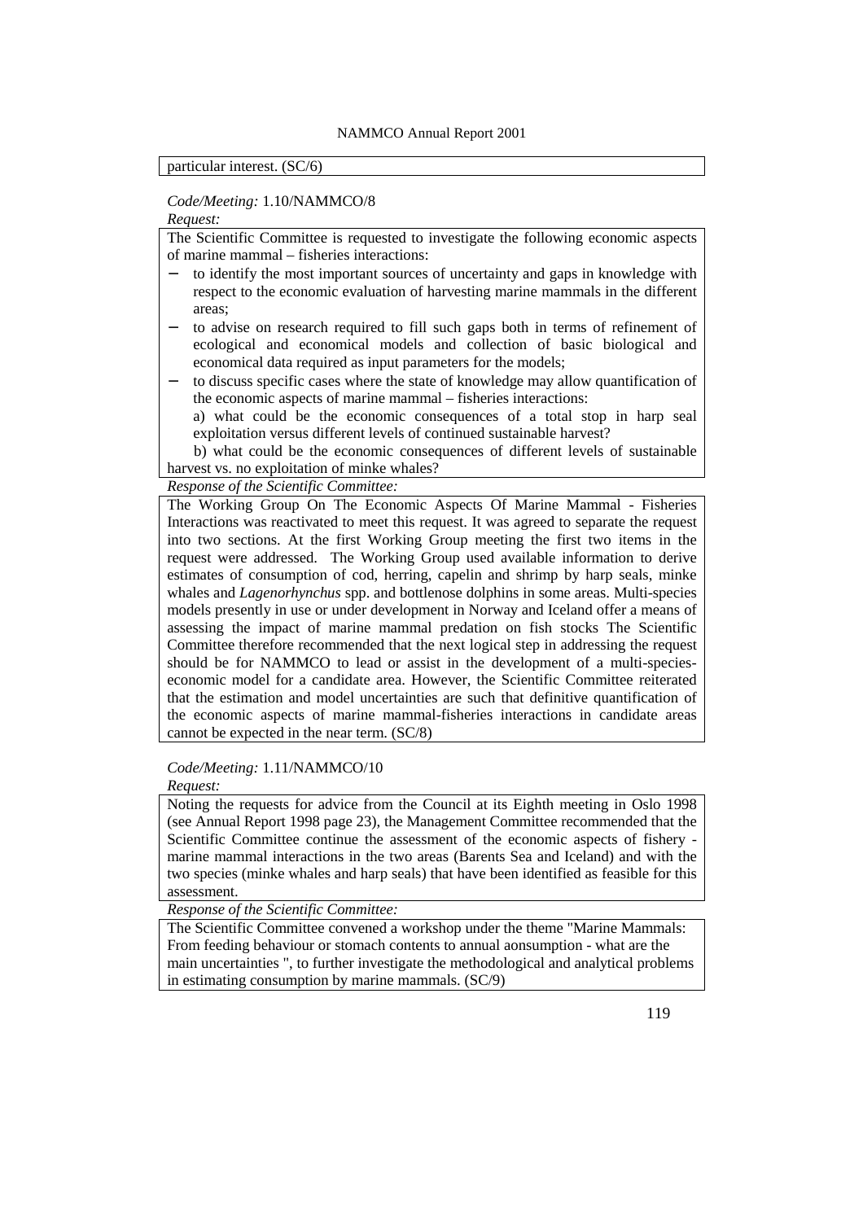particular interest. (SC/6)

*Code/Meeting:* 1.10/NAMMCO/8

*Request:*

The Scientific Committee is requested to investigate the following economic aspects of marine mammal – fisheries interactions:

- to identify the most important sources of uncertainty and gaps in knowledge with respect to the economic evaluation of harvesting marine mammals in the different areas;
- to advise on research required to fill such gaps both in terms of refinement of ecological and economical models and collection of basic biological and economical data required as input parameters for the models;
- to discuss specific cases where the state of knowledge may allow quantification of the economic aspects of marine mammal – fisheries interactions:

  a) what could be the economic consequences of a total stop in harp seal exploitation versus different levels of continued sustainable harvest?

  b) what could be the economic consequences of different levels of sustainable harvest vs. no exploitation of minke whales?

*Response of the Scientific Committee:*

The Working Group On The Economic Aspects Of Marine Mammal - Fisheries Interactions was reactivated to meet this request. It was agreed to separate the request into two sections. At the first Working Group meeting the first two items in the request were addressed. The Working Group used available information to derive estimates of consumption of cod, herring, capelin and shrimp by harp seals, minke whales and *Lagenorhynchus* spp. and bottlenose dolphins in some areas. Multi-species models presently in use or under development in Norway and Iceland offer a means of assessing the impact of marine mammal predation on fish stocks The Scientific Committee therefore recommended that the next logical step in addressing the request should be for NAMMCO to lead or assist in the development of a multi-species-economic model for a candidate area. However, the Scientific Committee reiterated that the estimation and model uncertainties are such that definitive quantification of the economic aspects of marine mammal-fisheries interactions in candidate areas cannot be expected in the near term. (SC/8)

*Code/Meeting:* 1.11/NAMMCO/10

*Request:*

Noting the requests for advice from the Council at its Eighth meeting in Oslo 1998 (see Annual Report 1998 page 23), the Management Committee recommended that the Scientific Committee continue the assessment of the economic aspects of fishery - marine mammal interactions in the two areas (Barents Sea and Iceland) and with the two species (minke whales and harp seals) that have been identified as feasible for this assessment.

*Response of the Scientific Committee:*

The Scientific Committee convened a workshop under the theme "Marine Mammals: From feeding behaviour or stomach contents to annual aonsumption - what are the main uncertainties ", to further investigate the methodological and analytical problems in estimating consumption by marine mammals. (SC/9)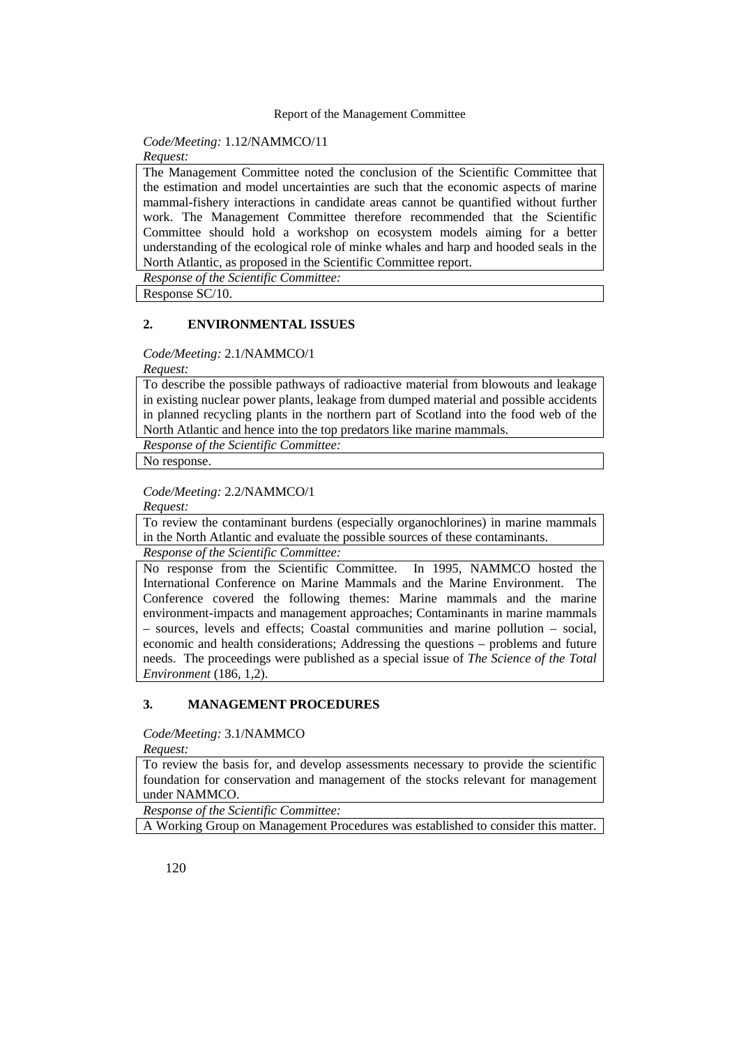*Code/Meeting:* 1.12/NAMMCO/11

*Request:*

The Management Committee noted the conclusion of the Scientific Committee that the estimation and model uncertainties are such that the economic aspects of marine mammal-fishery interactions in candidate areas cannot be quantified without further work. The Management Committee therefore recommended that the Scientific Committee should hold a workshop on ecosystem models aiming for a better understanding of the ecological role of minke whales and harp and hooded seals in the North Atlantic, as proposed in the Scientific Committee report.

*Response of the Scientific Committee:*

Response SC/10.

## 2. ENVIRONMENTAL ISSUES

*Code/Meeting:* 2.1/NAMMCO/1

*Request:*

To describe the possible pathways of radioactive material from blowouts and leakage in existing nuclear power plants, leakage from dumped material and possible accidents in planned recycling plants in the northern part of Scotland into the food web of the North Atlantic and hence into the top predators like marine mammals.

*Response of the Scientific Committee:*

No response.

*Code/Meeting:* 2.2/NAMMCO/1

*Request:*

To review the contaminant burdens (especially organochlorines) in marine mammals in the North Atlantic and evaluate the possible sources of these contaminants.

*Response of the Scientific Committee:*

No response from the Scientific Committee. In 1995, NAMMCO hosted the International Conference on Marine Mammals and the Marine Environment. The Conference covered the following themes: Marine mammals and the marine environment-impacts and management approaches; Contaminants in marine mammals – sources, levels and effects; Coastal communities and marine pollution – social, economic and health considerations; Addressing the questions – problems and future needs. The proceedings were published as a special issue of *The Science of the Total Environment* (186, 1,2).

## 3. MANAGEMENT PROCEDURES

*Code/Meeting:* 3.1/NAMMCO

*Request:*

To review the basis for, and develop assessments necessary to provide the scientific foundation for conservation and management of the stocks relevant for management under NAMMCO.

*Response of the Scientific Committee:*

A Working Group on Management Procedures was established to consider this matter.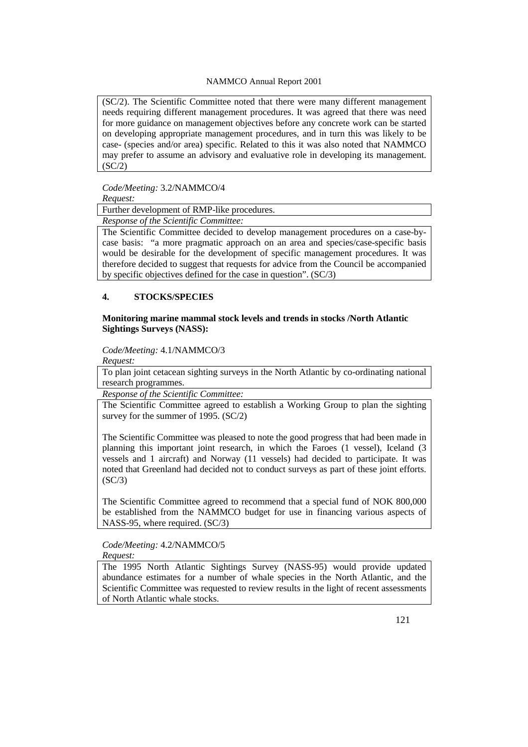(SC/2). The Scientific Committee noted that there were many different management needs requiring different management procedures. It was agreed that there was need for more guidance on management objectives before any concrete work can be started on developing appropriate management procedures, and in turn this was likely to be case- (species and/or area) specific. Related to this it was also noted that NAMMCO may prefer to assume an advisory and evaluative role in developing its management. (SC/2)

*Code/Meeting:* 3.2/NAMMCO/4

*Request:*

Further development of RMP-like procedures.

*Response of the Scientific Committee:*

The Scientific Committee decided to develop management procedures on a case-by-case basis: "a more pragmatic approach on an area and species/case-specific basis would be desirable for the development of specific management procedures. It was therefore decided to suggest that requests for advice from the Council be accompanied by specific objectives defined for the case in question". (SC/3)

## 4. STOCKS/SPECIES

**Monitoring marine mammal stock levels and trends in stocks /North Atlantic Sightings Surveys (NASS):**

*Code/Meeting:* 4.1/NAMMCO/3

*Request:*

To plan joint cetacean sighting surveys in the North Atlantic by co-ordinating national research programmes.

*Response of the Scientific Committee:*

The Scientific Committee agreed to establish a Working Group to plan the sighting survey for the summer of 1995. (SC/2)

The Scientific Committee was pleased to note the good progress that had been made in planning this important joint research, in which the Faroes (1 vessel), Iceland (3 vessels and 1 aircraft) and Norway (11 vessels) had decided to participate. It was noted that Greenland had decided not to conduct surveys as part of these joint efforts. (SC/3)

The Scientific Committee agreed to recommend that a special fund of NOK 800,000 be established from the NAMMCO budget for use in financing various aspects of NASS-95, where required. (SC/3)

*Code/Meeting:* 4.2/NAMMCO/5

*Request:*

The 1995 North Atlantic Sightings Survey (NASS-95) would provide updated abundance estimates for a number of whale species in the North Atlantic, and the Scientific Committee was requested to review results in the light of recent assessments of North Atlantic whale stocks.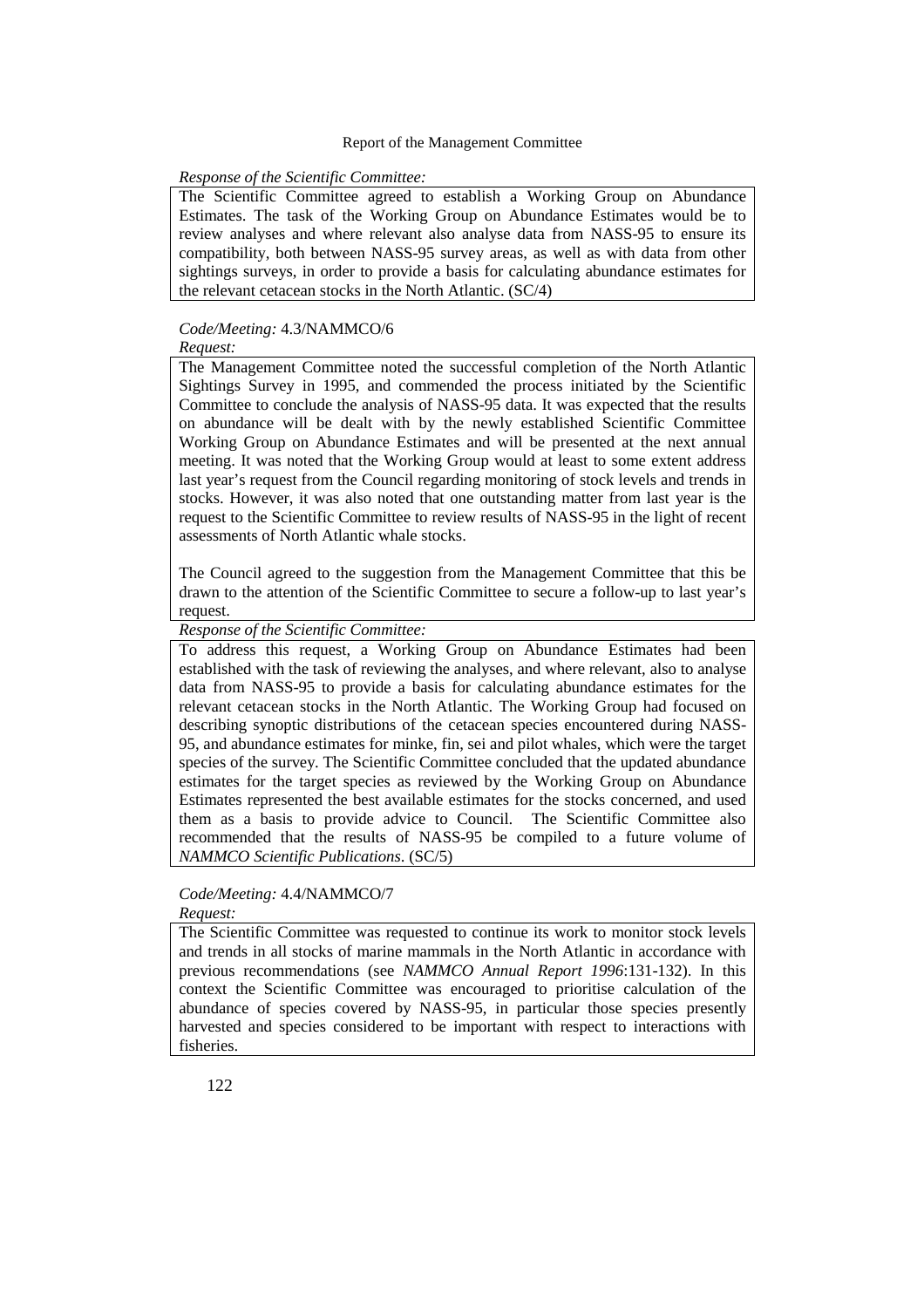*Response of the Scientific Committee:*

The Scientific Committee agreed to establish a Working Group on Abundance Estimates. The task of the Working Group on Abundance Estimates would be to review analyses and where relevant also analyse data from NASS-95 to ensure its compatibility, both between NASS-95 survey areas, as well as with data from other sightings surveys, in order to provide a basis for calculating abundance estimates for the relevant cetacean stocks in the North Atlantic. (SC/4)

*Code/Meeting:* 4.3/NAMMCO/6

*Request:*

The Management Committee noted the successful completion of the North Atlantic Sightings Survey in 1995, and commended the process initiated by the Scientific Committee to conclude the analysis of NASS-95 data. It was expected that the results on abundance will be dealt with by the newly established Scientific Committee Working Group on Abundance Estimates and will be presented at the next annual meeting. It was noted that the Working Group would at least to some extent address last year's request from the Council regarding monitoring of stock levels and trends in stocks. However, it was also noted that one outstanding matter from last year is the request to the Scientific Committee to review results of NASS-95 in the light of recent assessments of North Atlantic whale stocks.

The Council agreed to the suggestion from the Management Committee that this be drawn to the attention of the Scientific Committee to secure a follow-up to last year's request.

*Response of the Scientific Committee:*

To address this request, a Working Group on Abundance Estimates had been established with the task of reviewing the analyses, and where relevant, also to analyse data from NASS-95 to provide a basis for calculating abundance estimates for the relevant cetacean stocks in the North Atlantic. The Working Group had focused on describing synoptic distributions of the cetacean species encountered during NASS-95, and abundance estimates for minke, fin, sei and pilot whales, which were the target species of the survey. The Scientific Committee concluded that the updated abundance estimates for the target species as reviewed by the Working Group on Abundance Estimates represented the best available estimates for the stocks concerned, and used them as a basis to provide advice to Council. The Scientific Committee also recommended that the results of NASS-95 be compiled to a future volume of *NAMMCO Scientific Publications*. (SC/5)

*Code/Meeting:* 4.4/NAMMCO/7

*Request:*

The Scientific Committee was requested to continue its work to monitor stock levels and trends in all stocks of marine mammals in the North Atlantic in accordance with previous recommendations (see *NAMMCO Annual Report 1996*:131-132). In this context the Scientific Committee was encouraged to prioritise calculation of the abundance of species covered by NASS-95, in particular those species presently harvested and species considered to be important with respect to interactions with fisheries.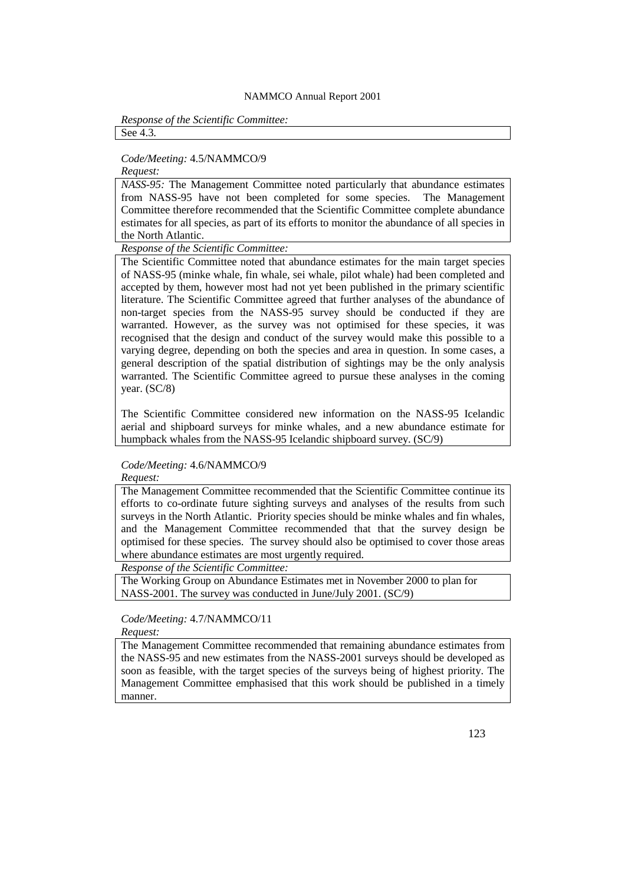*Response of the Scientific Committee:*

See 4.3.

*Code/Meeting:* 4.5/NAMMCO/9

*Request:*

*NASS-95:* The Management Committee noted particularly that abundance estimates from NASS-95 have not been completed for some species. The Management Committee therefore recommended that the Scientific Committee complete abundance estimates for all species, as part of its efforts to monitor the abundance of all species in the North Atlantic.

*Response of the Scientific Committee:*

The Scientific Committee noted that abundance estimates for the main target species of NASS-95 (minke whale, fin whale, sei whale, pilot whale) had been completed and accepted by them, however most had not yet been published in the primary scientific literature. The Scientific Committee agreed that further analyses of the abundance of non-target species from the NASS-95 survey should be conducted if they are warranted. However, as the survey was not optimised for these species, it was recognised that the design and conduct of the survey would make this possible to a varying degree, depending on both the species and area in question. In some cases, a general description of the spatial distribution of sightings may be the only analysis warranted. The Scientific Committee agreed to pursue these analyses in the coming year. (SC/8)

The Scientific Committee considered new information on the NASS-95 Icelandic aerial and shipboard surveys for minke whales, and a new abundance estimate for humpback whales from the NASS-95 Icelandic shipboard survey. (SC/9)

*Code/Meeting:* 4.6/NAMMCO/9

*Request:*

The Management Committee recommended that the Scientific Committee continue its efforts to co-ordinate future sighting surveys and analyses of the results from such surveys in the North Atlantic. Priority species should be minke whales and fin whales, and the Management Committee recommended that that the survey design be optimised for these species. The survey should also be optimised to cover those areas where abundance estimates are most urgently required.

*Response of the Scientific Committee:*

The Working Group on Abundance Estimates met in November 2000 to plan for NASS-2001. The survey was conducted in June/July 2001. (SC/9)

*Code/Meeting:* 4.7/NAMMCO/11

*Request:*

The Management Committee recommended that remaining abundance estimates from the NASS-95 and new estimates from the NASS-2001 surveys should be developed as soon as feasible, with the target species of the surveys being of highest priority. The Management Committee emphasised that this work should be published in a timely manner.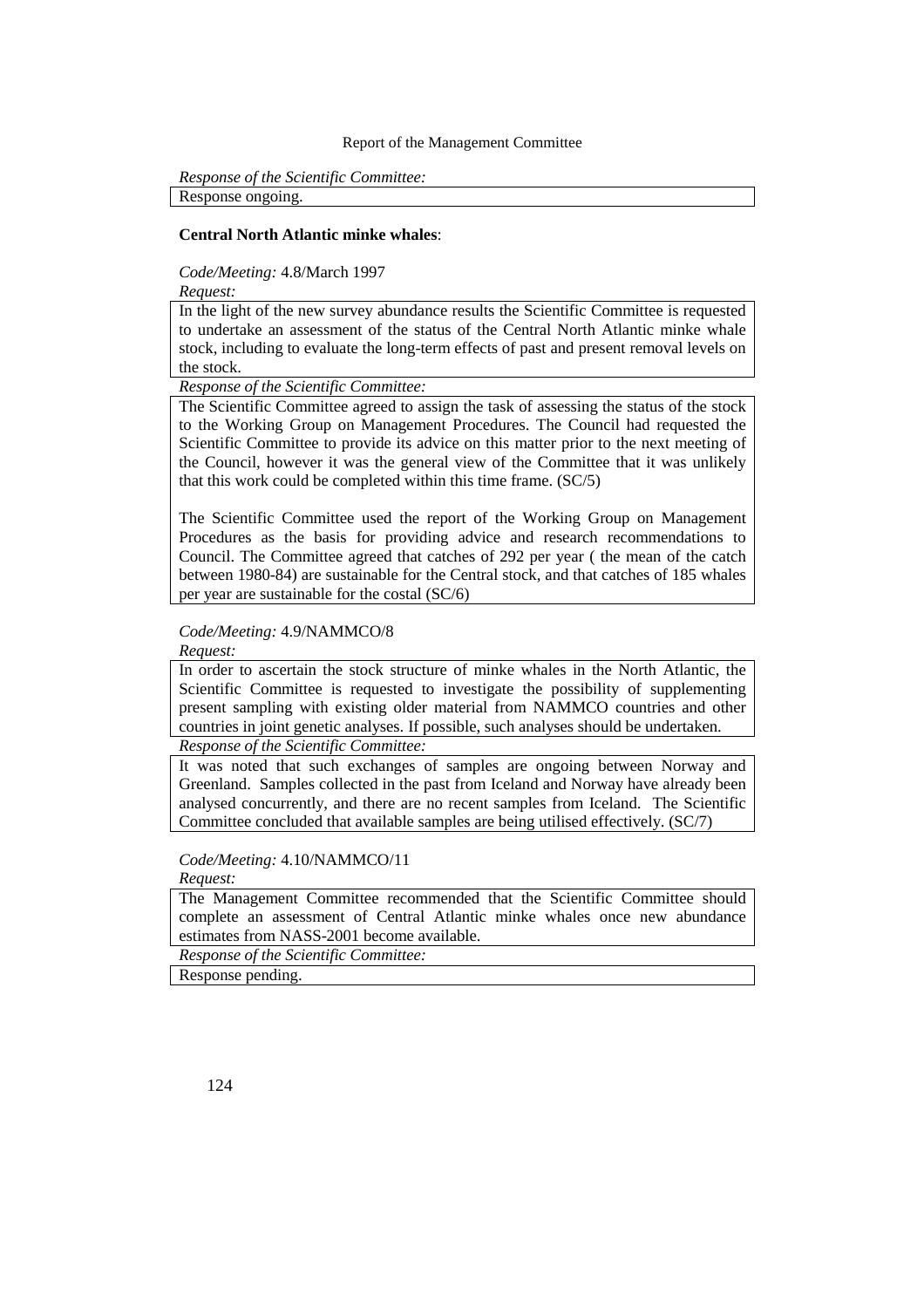*Response of the Scientific Committee:*

Response ongoing.

**Central North Atlantic minke whales**:

*Code/Meeting:* 4.8/March 1997

*Request:*

In the light of the new survey abundance results the Scientific Committee is requested to undertake an assessment of the status of the Central North Atlantic minke whale stock, including to evaluate the long-term effects of past and present removal levels on the stock.

*Response of the Scientific Committee:*

The Scientific Committee agreed to assign the task of assessing the status of the stock to the Working Group on Management Procedures. The Council had requested the Scientific Committee to provide its advice on this matter prior to the next meeting of the Council, however it was the general view of the Committee that it was unlikely that this work could be completed within this time frame. (SC/5)

The Scientific Committee used the report of the Working Group on Management Procedures as the basis for providing advice and research recommendations to Council. The Committee agreed that catches of 292 per year ( the mean of the catch between 1980-84) are sustainable for the Central stock, and that catches of 185 whales per year are sustainable for the costal (SC/6)

*Code/Meeting:* 4.9/NAMMCO/8

*Request:*

In order to ascertain the stock structure of minke whales in the North Atlantic, the Scientific Committee is requested to investigate the possibility of supplementing present sampling with existing older material from NAMMCO countries and other countries in joint genetic analyses. If possible, such analyses should be undertaken.

*Response of the Scientific Committee:*

It was noted that such exchanges of samples are ongoing between Norway and Greenland. Samples collected in the past from Iceland and Norway have already been analysed concurrently, and there are no recent samples from Iceland. The Scientific Committee concluded that available samples are being utilised effectively. (SC/7)

*Code/Meeting:* 4.10/NAMMCO/11

*Request:*

The Management Committee recommended that the Scientific Committee should complete an assessment of Central Atlantic minke whales once new abundance estimates from NASS-2001 become available.

*Response of the Scientific Committee:*

Response pending.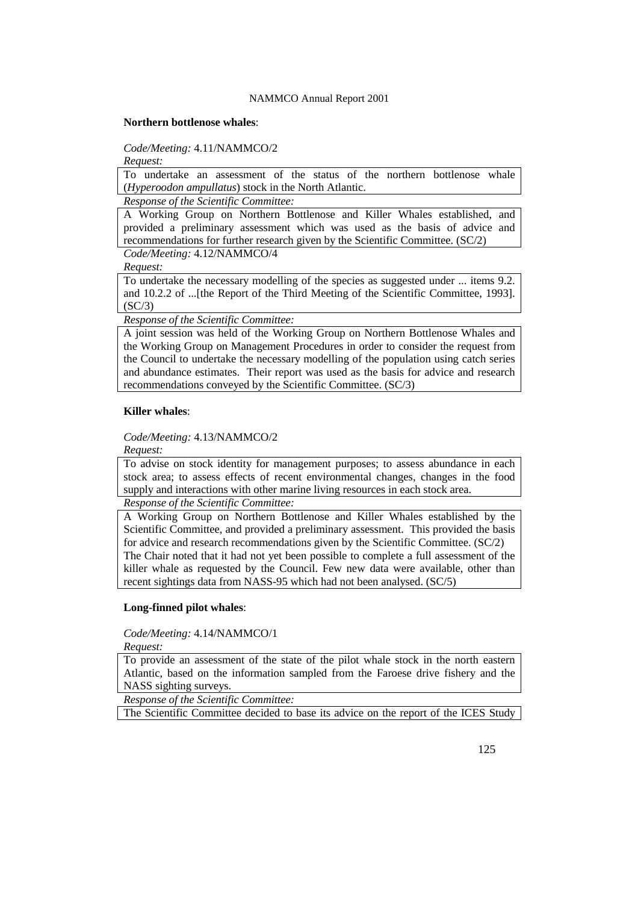**Northern bottlenose whales**:

*Code/Meeting:* 4.11/NAMMCO/2

*Request:*

To undertake an assessment of the status of the northern bottlenose whale (*Hyperoodon ampullatus*) stock in the North Atlantic.

*Response of the Scientific Committee:*

A Working Group on Northern Bottlenose and Killer Whales established, and provided a preliminary assessment which was used as the basis of advice and recommendations for further research given by the Scientific Committee. (SC/2)

*Code/Meeting:* 4.12/NAMMCO/4

*Request:*

To undertake the necessary modelling of the species as suggested under ... items 9.2. and 10.2.2 of ...[the Report of the Third Meeting of the Scientific Committee, 1993]. (SC/3)

*Response of the Scientific Committee:*

A joint session was held of the Working Group on Northern Bottlenose Whales and the Working Group on Management Procedures in order to consider the request from the Council to undertake the necessary modelling of the population using catch series and abundance estimates. Their report was used as the basis for advice and research recommendations conveyed by the Scientific Committee. (SC/3)

**Killer whales**:

*Code/Meeting:* 4.13/NAMMCO/2

*Request:*

To advise on stock identity for management purposes; to assess abundance in each stock area; to assess effects of recent environmental changes, changes in the food supply and interactions with other marine living resources in each stock area.

*Response of the Scientific Committee:*

A Working Group on Northern Bottlenose and Killer Whales established by the Scientific Committee, and provided a preliminary assessment. This provided the basis for advice and research recommendations given by the Scientific Committee. (SC/2)
The Chair noted that it had not yet been possible to complete a full assessment of the killer whale as requested by the Council. Few new data were available, other than recent sightings data from NASS-95 which had not been analysed. (SC/5)

**Long-finned pilot whales**:

*Code/Meeting:* 4.14/NAMMCO/1

*Request:*

To provide an assessment of the state of the pilot whale stock in the north eastern Atlantic, based on the information sampled from the Faroese drive fishery and the NASS sighting surveys.

*Response of the Scientific Committee:*

The Scientific Committee decided to base its advice on the report of the ICES Study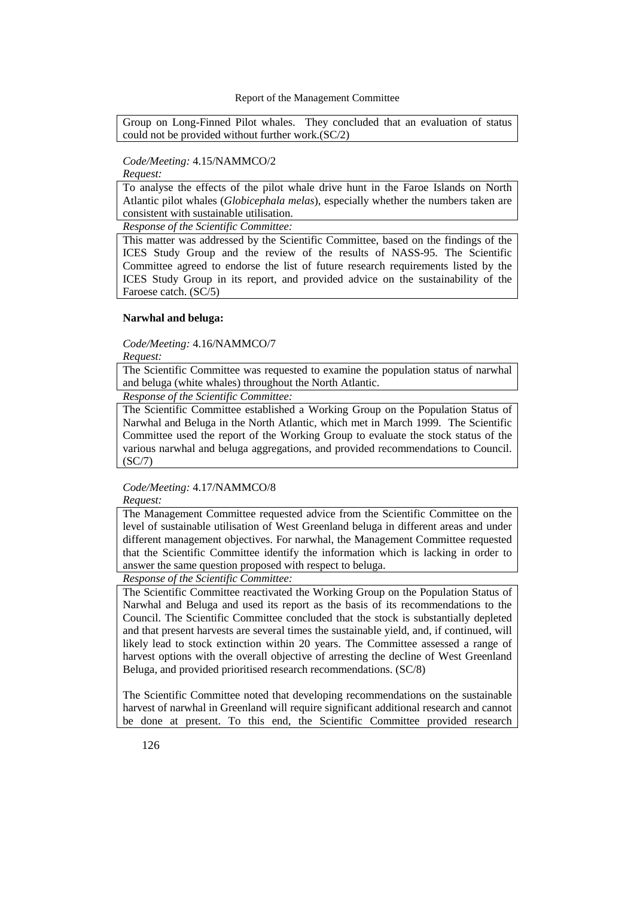Group on Long-Finned Pilot whales. They concluded that an evaluation of status could not be provided without further work.(SC/2)

*Code/Meeting:* 4.15/NAMMCO/2

*Request:*

To analyse the effects of the pilot whale drive hunt in the Faroe Islands on North Atlantic pilot whales (*Globicephala melas*), especially whether the numbers taken are consistent with sustainable utilisation.

*Response of the Scientific Committee:*

This matter was addressed by the Scientific Committee, based on the findings of the ICES Study Group and the review of the results of NASS-95. The Scientific Committee agreed to endorse the list of future research requirements listed by the ICES Study Group in its report, and provided advice on the sustainability of the Faroese catch. (SC/5)

**Narwhal and beluga:**

*Code/Meeting:* 4.16/NAMMCO/7

*Request:*

The Scientific Committee was requested to examine the population status of narwhal and beluga (white whales) throughout the North Atlantic.

*Response of the Scientific Committee:*

The Scientific Committee established a Working Group on the Population Status of Narwhal and Beluga in the North Atlantic, which met in March 1999. The Scientific Committee used the report of the Working Group to evaluate the stock status of the various narwhal and beluga aggregations, and provided recommendations to Council. (SC/7)

*Code/Meeting:* 4.17/NAMMCO/8

*Request:*

The Management Committee requested advice from the Scientific Committee on the level of sustainable utilisation of West Greenland beluga in different areas and under different management objectives. For narwhal, the Management Committee requested that the Scientific Committee identify the information which is lacking in order to answer the same question proposed with respect to beluga.

*Response of the Scientific Committee:*

The Scientific Committee reactivated the Working Group on the Population Status of Narwhal and Beluga and used its report as the basis of its recommendations to the Council. The Scientific Committee concluded that the stock is substantially depleted and that present harvests are several times the sustainable yield, and, if continued, will likely lead to stock extinction within 20 years. The Committee assessed a range of harvest options with the overall objective of arresting the decline of West Greenland Beluga, and provided prioritised research recommendations. (SC/8)

The Scientific Committee noted that developing recommendations on the sustainable harvest of narwhal in Greenland will require significant additional research and cannot be done at present. To this end, the Scientific Committee provided research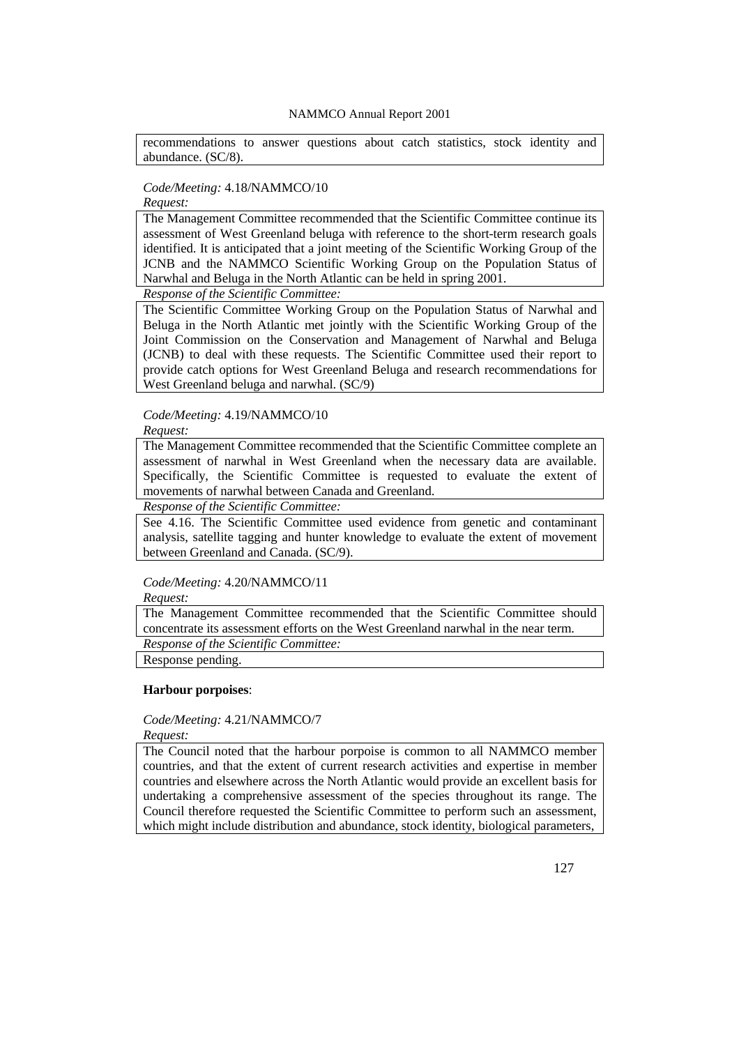recommendations to answer questions about catch statistics, stock identity and abundance. (SC/8).

*Code/Meeting:* 4.18/NAMMCO/10

*Request:*

The Management Committee recommended that the Scientific Committee continue its assessment of West Greenland beluga with reference to the short-term research goals identified. It is anticipated that a joint meeting of the Scientific Working Group of the JCNB and the NAMMCO Scientific Working Group on the Population Status of Narwhal and Beluga in the North Atlantic can be held in spring 2001.

*Response of the Scientific Committee:*

The Scientific Committee Working Group on the Population Status of Narwhal and Beluga in the North Atlantic met jointly with the Scientific Working Group of the Joint Commission on the Conservation and Management of Narwhal and Beluga (JCNB) to deal with these requests. The Scientific Committee used their report to provide catch options for West Greenland Beluga and research recommendations for West Greenland beluga and narwhal. (SC/9)

*Code/Meeting:* 4.19/NAMMCO/10

*Request:*

The Management Committee recommended that the Scientific Committee complete an assessment of narwhal in West Greenland when the necessary data are available. Specifically, the Scientific Committee is requested to evaluate the extent of movements of narwhal between Canada and Greenland.

*Response of the Scientific Committee:*

See 4.16. The Scientific Committee used evidence from genetic and contaminant analysis, satellite tagging and hunter knowledge to evaluate the extent of movement between Greenland and Canada. (SC/9).

*Code/Meeting:* 4.20/NAMMCO/11

*Request:*

The Management Committee recommended that the Scientific Committee should concentrate its assessment efforts on the West Greenland narwhal in the near term.

*Response of the Scientific Committee:*

Response pending.

**Harbour porpoises**:

*Code/Meeting:* 4.21/NAMMCO/7

*Request:*

The Council noted that the harbour porpoise is common to all NAMMCO member countries, and that the extent of current research activities and expertise in member countries and elsewhere across the North Atlantic would provide an excellent basis for undertaking a comprehensive assessment of the species throughout its range. The Council therefore requested the Scientific Committee to perform such an assessment, which might include distribution and abundance, stock identity, biological parameters,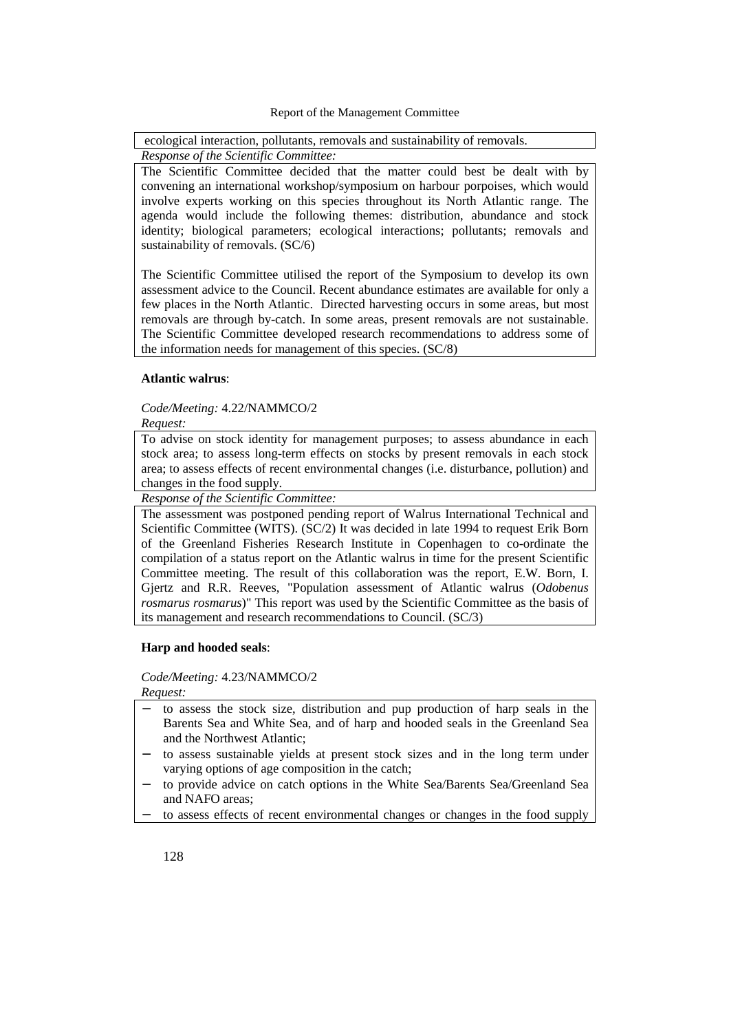ecological interaction, pollutants, removals and sustainability of removals.

*Response of the Scientific Committee:*

The Scientific Committee decided that the matter could best be dealt with by convening an international workshop/symposium on harbour porpoises, which would involve experts working on this species throughout its North Atlantic range. The agenda would include the following themes: distribution, abundance and stock identity; biological parameters; ecological interactions; pollutants; removals and sustainability of removals. (SC/6)

The Scientific Committee utilised the report of the Symposium to develop its own assessment advice to the Council. Recent abundance estimates are available for only a few places in the North Atlantic. Directed harvesting occurs in some areas, but most removals are through by-catch. In some areas, present removals are not sustainable. The Scientific Committee developed research recommendations to address some of the information needs for management of this species. (SC/8)

**Atlantic walrus**:

*Code/Meeting:* 4.22/NAMMCO/2

*Request:*

To advise on stock identity for management purposes; to assess abundance in each stock area; to assess long-term effects on stocks by present removals in each stock area; to assess effects of recent environmental changes (i.e. disturbance, pollution) and changes in the food supply.

*Response of the Scientific Committee:*

The assessment was postponed pending report of Walrus International Technical and Scientific Committee (WITS). (SC/2) It was decided in late 1994 to request Erik Born of the Greenland Fisheries Research Institute in Copenhagen to co-ordinate the compilation of a status report on the Atlantic walrus in time for the present Scientific Committee meeting. The result of this collaboration was the report, E.W. Born, I. Gjertz and R.R. Reeves, "Population assessment of Atlantic walrus (*Odobenus rosmarus rosmarus*)" This report was used by the Scientific Committee as the basis of its management and research recommendations to Council. (SC/3)

**Harp and hooded seals**:

*Code/Meeting:* 4.23/NAMMCO/2

*Request:*

- to assess the stock size, distribution and pup production of harp seals in the Barents Sea and White Sea, and of harp and hooded seals in the Greenland Sea and the Northwest Atlantic;
- to assess sustainable yields at present stock sizes and in the long term under varying options of age composition in the catch;
- to provide advice on catch options in the White Sea/Barents Sea/Greenland Sea and NAFO areas;
- to assess effects of recent environmental changes or changes in the food supply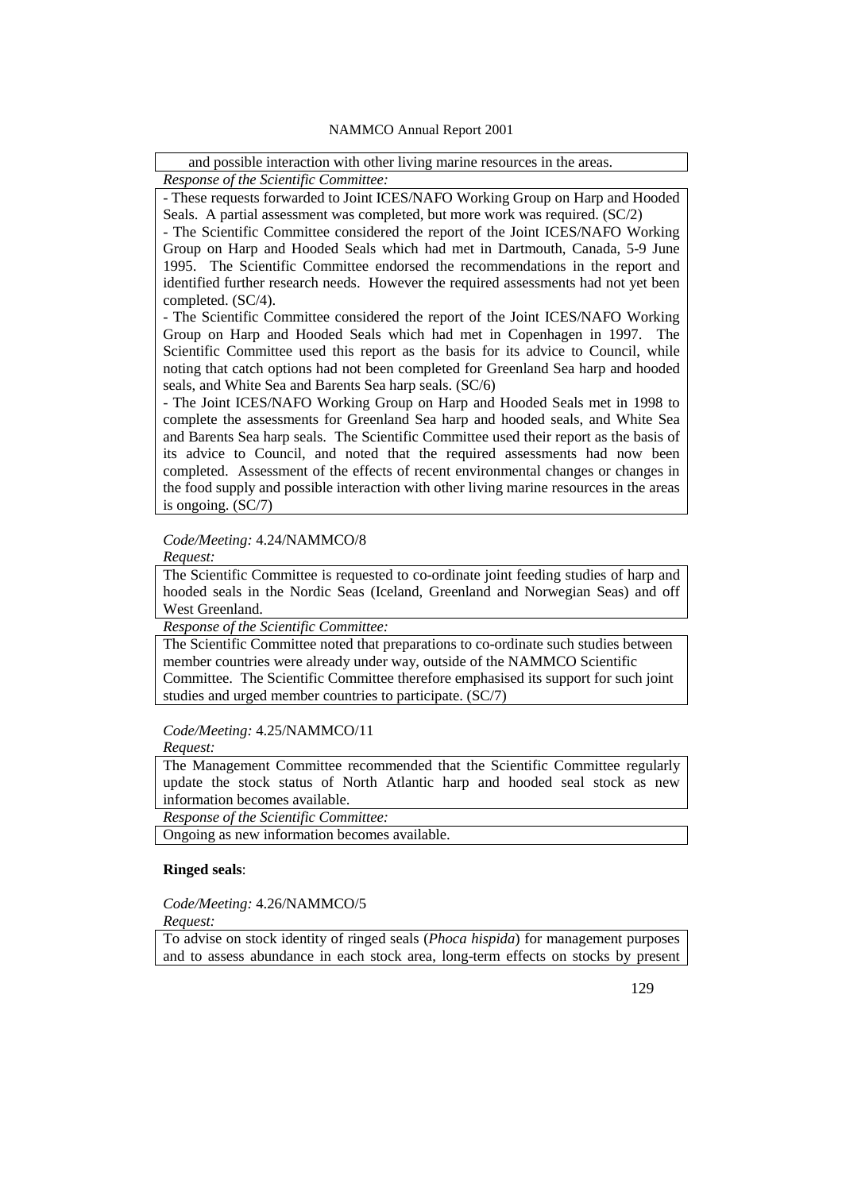and possible interaction with other living marine resources in the areas.

*Response of the Scientific Committee:*

- These requests forwarded to Joint ICES/NAFO Working Group on Harp and Hooded Seals. A partial assessment was completed, but more work was required. (SC/2)
- The Scientific Committee considered the report of the Joint ICES/NAFO Working Group on Harp and Hooded Seals which had met in Dartmouth, Canada, 5-9 June 1995. The Scientific Committee endorsed the recommendations in the report and identified further research needs. However the required assessments had not yet been completed. (SC/4).
- The Scientific Committee considered the report of the Joint ICES/NAFO Working Group on Harp and Hooded Seals which had met in Copenhagen in 1997. The Scientific Committee used this report as the basis for its advice to Council, while noting that catch options had not been completed for Greenland Sea harp and hooded seals, and White Sea and Barents Sea harp seals. (SC/6)
- The Joint ICES/NAFO Working Group on Harp and Hooded Seals met in 1998 to complete the assessments for Greenland Sea harp and hooded seals, and White Sea and Barents Sea harp seals. The Scientific Committee used their report as the basis of its advice to Council, and noted that the required assessments had now been completed. Assessment of the effects of recent environmental changes or changes in the food supply and possible interaction with other living marine resources in the areas is ongoing. (SC/7)

*Code/Meeting:* 4.24/NAMMCO/8

*Request:*

The Scientific Committee is requested to co-ordinate joint feeding studies of harp and hooded seals in the Nordic Seas (Iceland, Greenland and Norwegian Seas) and off West Greenland.

*Response of the Scientific Committee:*

The Scientific Committee noted that preparations to co-ordinate such studies between member countries were already under way, outside of the NAMMCO Scientific Committee. The Scientific Committee therefore emphasised its support for such joint studies and urged member countries to participate. (SC/7)

*Code/Meeting:* 4.25/NAMMCO/11

*Request:*

The Management Committee recommended that the Scientific Committee regularly update the stock status of North Atlantic harp and hooded seal stock as new information becomes available.

*Response of the Scientific Committee:*

Ongoing as new information becomes available.

**Ringed seals**:

*Code/Meeting:* 4.26/NAMMCO/5

*Request:*

To advise on stock identity of ringed seals (*Phoca hispida*) for management purposes and to assess abundance in each stock area, long-term effects on stocks by present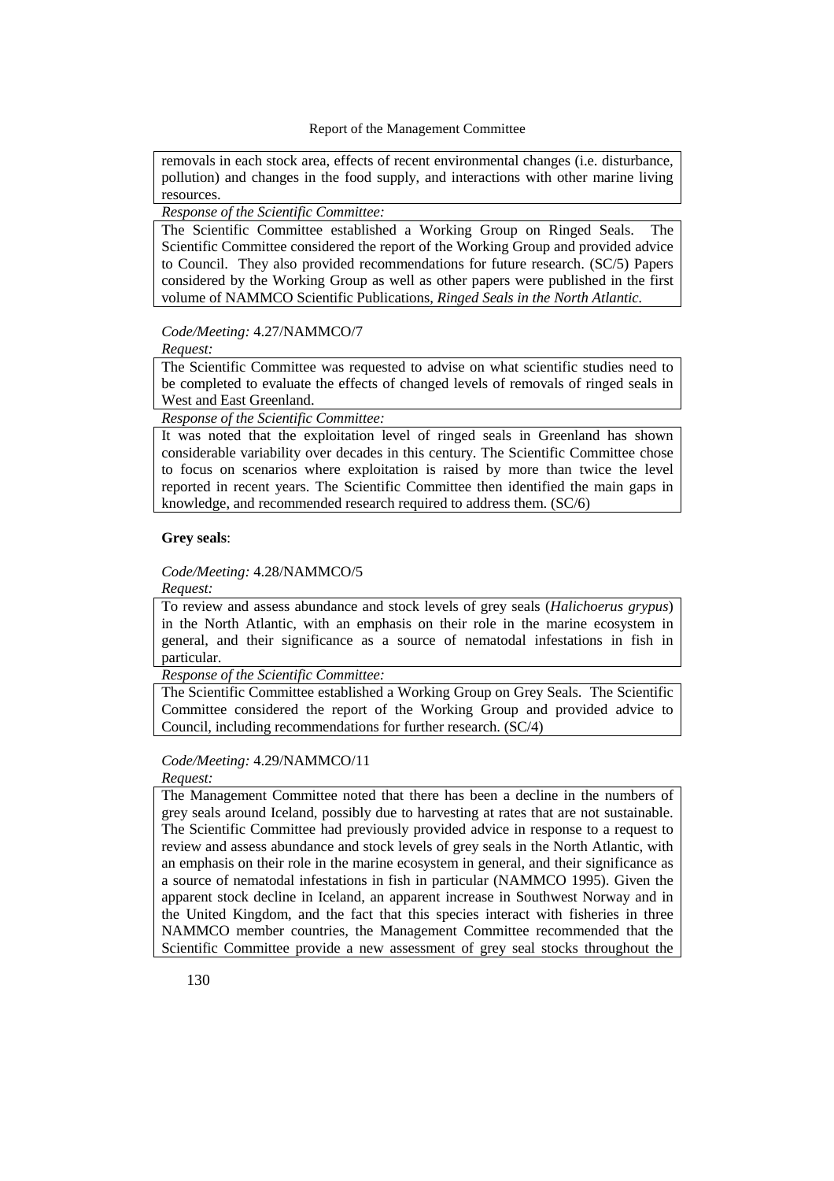removals in each stock area, effects of recent environmental changes (i.e. disturbance, pollution) and changes in the food supply, and interactions with other marine living resources.

*Response of the Scientific Committee:*

The Scientific Committee established a Working Group on Ringed Seals. The Scientific Committee considered the report of the Working Group and provided advice to Council. They also provided recommendations for future research. (SC/5) Papers considered by the Working Group as well as other papers were published in the first volume of NAMMCO Scientific Publications, *Ringed Seals in the North Atlantic*.

*Code/Meeting:* 4.27/NAMMCO/7

*Request:*

The Scientific Committee was requested to advise on what scientific studies need to be completed to evaluate the effects of changed levels of removals of ringed seals in West and East Greenland.

*Response of the Scientific Committee:*

It was noted that the exploitation level of ringed seals in Greenland has shown considerable variability over decades in this century. The Scientific Committee chose to focus on scenarios where exploitation is raised by more than twice the level reported in recent years. The Scientific Committee then identified the main gaps in knowledge, and recommended research required to address them. (SC/6)

**Grey seals**:

*Code/Meeting:* 4.28/NAMMCO/5

*Request:*

To review and assess abundance and stock levels of grey seals (*Halichoerus grypus*) in the North Atlantic, with an emphasis on their role in the marine ecosystem in general, and their significance as a source of nematodal infestations in fish in particular.

*Response of the Scientific Committee:*

The Scientific Committee established a Working Group on Grey Seals. The Scientific Committee considered the report of the Working Group and provided advice to Council, including recommendations for further research. (SC/4)

*Code/Meeting:* 4.29/NAMMCO/11

*Request:*

The Management Committee noted that there has been a decline in the numbers of grey seals around Iceland, possibly due to harvesting at rates that are not sustainable. The Scientific Committee had previously provided advice in response to a request to review and assess abundance and stock levels of grey seals in the North Atlantic, with an emphasis on their role in the marine ecosystem in general, and their significance as a source of nematodal infestations in fish in particular (NAMMCO 1995). Given the apparent stock decline in Iceland, an apparent increase in Southwest Norway and in the United Kingdom, and the fact that this species interact with fisheries in three NAMMCO member countries, the Management Committee recommended that the Scientific Committee provide a new assessment of grey seal stocks throughout the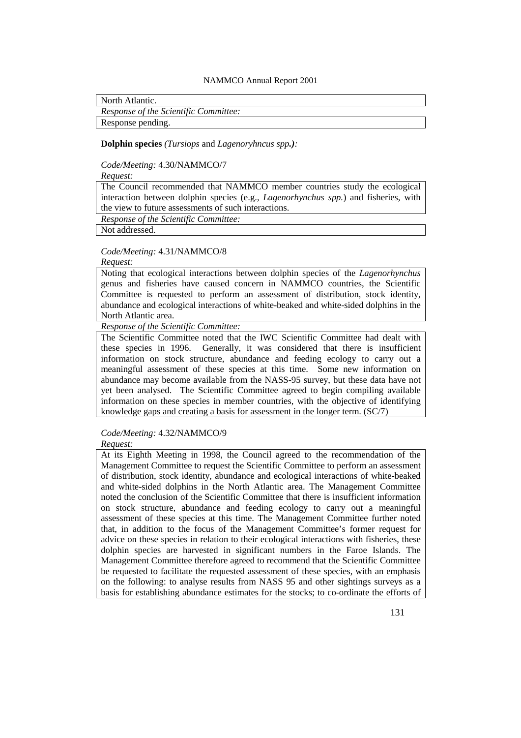North Atlantic.

*Response of the Scientific Committee:*

Response pending.

**Dolphin species** *(Tursiops* and *Lagenoryhncus spp.):*

*Code/Meeting:* 4.30/NAMMCO/7

*Request:*

The Council recommended that NAMMCO member countries study the ecological interaction between dolphin species (e.g., *Lagenorhynchus spp.*) and fisheries, with the view to future assessments of such interactions.

*Response of the Scientific Committee:*

Not addressed.

*Code/Meeting:* 4.31/NAMMCO/8

*Request:*

Noting that ecological interactions between dolphin species of the *Lagenorhynchus* genus and fisheries have caused concern in NAMMCO countries, the Scientific Committee is requested to perform an assessment of distribution, stock identity, abundance and ecological interactions of white-beaked and white-sided dolphins in the North Atlantic area.

*Response of the Scientific Committee:*

The Scientific Committee noted that the IWC Scientific Committee had dealt with these species in 1996. Generally, it was considered that there is insufficient information on stock structure, abundance and feeding ecology to carry out a meaningful assessment of these species at this time. Some new information on abundance may become available from the NASS-95 survey, but these data have not yet been analysed. The Scientific Committee agreed to begin compiling available information on these species in member countries, with the objective of identifying knowledge gaps and creating a basis for assessment in the longer term. (SC/7)

*Code/Meeting:* 4.32/NAMMCO/9

*Request:*

At its Eighth Meeting in 1998, the Council agreed to the recommendation of the Management Committee to request the Scientific Committee to perform an assessment of distribution, stock identity, abundance and ecological interactions of white-beaked and white-sided dolphins in the North Atlantic area. The Management Committee noted the conclusion of the Scientific Committee that there is insufficient information on stock structure, abundance and feeding ecology to carry out a meaningful assessment of these species at this time. The Management Committee further noted that, in addition to the focus of the Management Committee's former request for advice on these species in relation to their ecological interactions with fisheries, these dolphin species are harvested in significant numbers in the Faroe Islands. The Management Committee therefore agreed to recommend that the Scientific Committee be requested to facilitate the requested assessment of these species, with an emphasis on the following: to analyse results from NASS 95 and other sightings surveys as a basis for establishing abundance estimates for the stocks; to co-ordinate the efforts of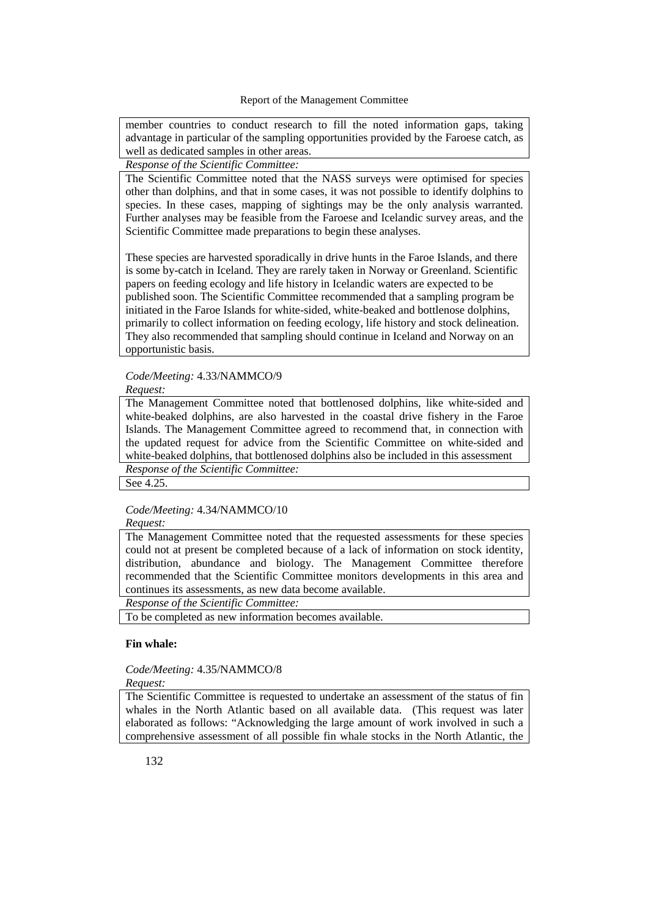member countries to conduct research to fill the noted information gaps, taking advantage in particular of the sampling opportunities provided by the Faroese catch, as well as dedicated samples in other areas.

*Response of the Scientific Committee:*

The Scientific Committee noted that the NASS surveys were optimised for species other than dolphins, and that in some cases, it was not possible to identify dolphins to species. In these cases, mapping of sightings may be the only analysis warranted. Further analyses may be feasible from the Faroese and Icelandic survey areas, and the Scientific Committee made preparations to begin these analyses.

These species are harvested sporadically in drive hunts in the Faroe Islands, and there is some by-catch in Iceland. They are rarely taken in Norway or Greenland. Scientific papers on feeding ecology and life history in Icelandic waters are expected to be published soon. The Scientific Committee recommended that a sampling program be initiated in the Faroe Islands for white-sided, white-beaked and bottlenose dolphins, primarily to collect information on feeding ecology, life history and stock delineation. They also recommended that sampling should continue in Iceland and Norway on an opportunistic basis.

*Code/Meeting:* 4.33/NAMMCO/9

*Request:*

The Management Committee noted that bottlenosed dolphins, like white-sided and white-beaked dolphins, are also harvested in the coastal drive fishery in the Faroe Islands. The Management Committee agreed to recommend that, in connection with the updated request for advice from the Scientific Committee on white-sided and white-beaked dolphins, that bottlenosed dolphins also be included in this assessment

*Response of the Scientific Committee:*

See 4.25.

*Code/Meeting:* 4.34/NAMMCO/10

*Request:*

The Management Committee noted that the requested assessments for these species could not at present be completed because of a lack of information on stock identity, distribution, abundance and biology. The Management Committee therefore recommended that the Scientific Committee monitors developments in this area and continues its assessments, as new data become available.

*Response of the Scientific Committee:*

To be completed as new information becomes available.

**Fin whale:**

*Code/Meeting:* 4.35/NAMMCO/8

*Request:*

The Scientific Committee is requested to undertake an assessment of the status of fin whales in the North Atlantic based on all available data. (This request was later elaborated as follows: "Acknowledging the large amount of work involved in such a comprehensive assessment of all possible fin whale stocks in the North Atlantic, the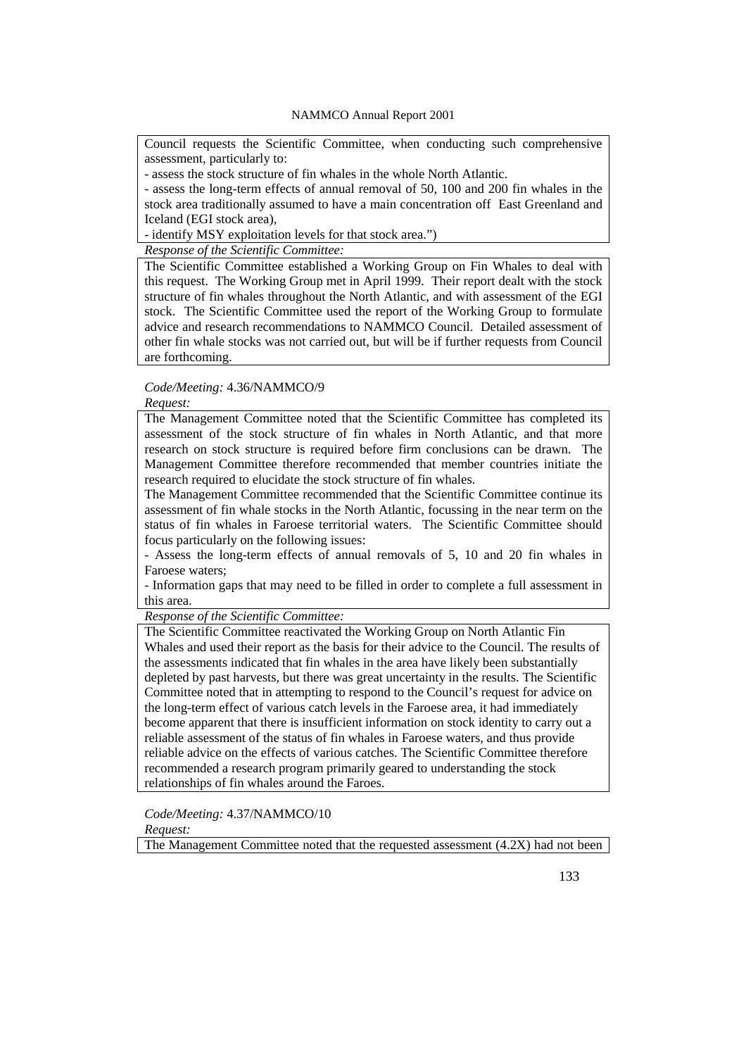Council requests the Scientific Committee, when conducting such comprehensive assessment, particularly to:

- assess the stock structure of fin whales in the whole North Atlantic.
- assess the long-term effects of annual removal of 50, 100 and 200 fin whales in the stock area traditionally assumed to have a main concentration off East Greenland and Iceland (EGI stock area),
- identify MSY exploitation levels for that stock area.")

*Response of the Scientific Committee:*

The Scientific Committee established a Working Group on Fin Whales to deal with this request. The Working Group met in April 1999. Their report dealt with the stock structure of fin whales throughout the North Atlantic, and with assessment of the EGI stock. The Scientific Committee used the report of the Working Group to formulate advice and research recommendations to NAMMCO Council. Detailed assessment of other fin whale stocks was not carried out, but will be if further requests from Council are forthcoming.

*Code/Meeting:* 4.36/NAMMCO/9

*Request:*

The Management Committee noted that the Scientific Committee has completed its assessment of the stock structure of fin whales in North Atlantic, and that more research on stock structure is required before firm conclusions can be drawn. The Management Committee therefore recommended that member countries initiate the research required to elucidate the stock structure of fin whales.

The Management Committee recommended that the Scientific Committee continue its assessment of fin whale stocks in the North Atlantic, focussing in the near term on the status of fin whales in Faroese territorial waters. The Scientific Committee should focus particularly on the following issues:

- Assess the long-term effects of annual removals of 5, 10 and 20 fin whales in Faroese waters;
- Information gaps that may need to be filled in order to complete a full assessment in this area.

*Response of the Scientific Committee:*

The Scientific Committee reactivated the Working Group on North Atlantic Fin Whales and used their report as the basis for their advice to the Council. The results of the assessments indicated that fin whales in the area have likely been substantially depleted by past harvests, but there was great uncertainty in the results. The Scientific Committee noted that in attempting to respond to the Council's request for advice on the long-term effect of various catch levels in the Faroese area, it had immediately become apparent that there is insufficient information on stock identity to carry out a reliable assessment of the status of fin whales in Faroese waters, and thus provide reliable advice on the effects of various catches. The Scientific Committee therefore recommended a research program primarily geared to understanding the stock relationships of fin whales around the Faroes.

*Code/Meeting:* 4.37/NAMMCO/10

*Request:*

The Management Committee noted that the requested assessment (4.2X) had not been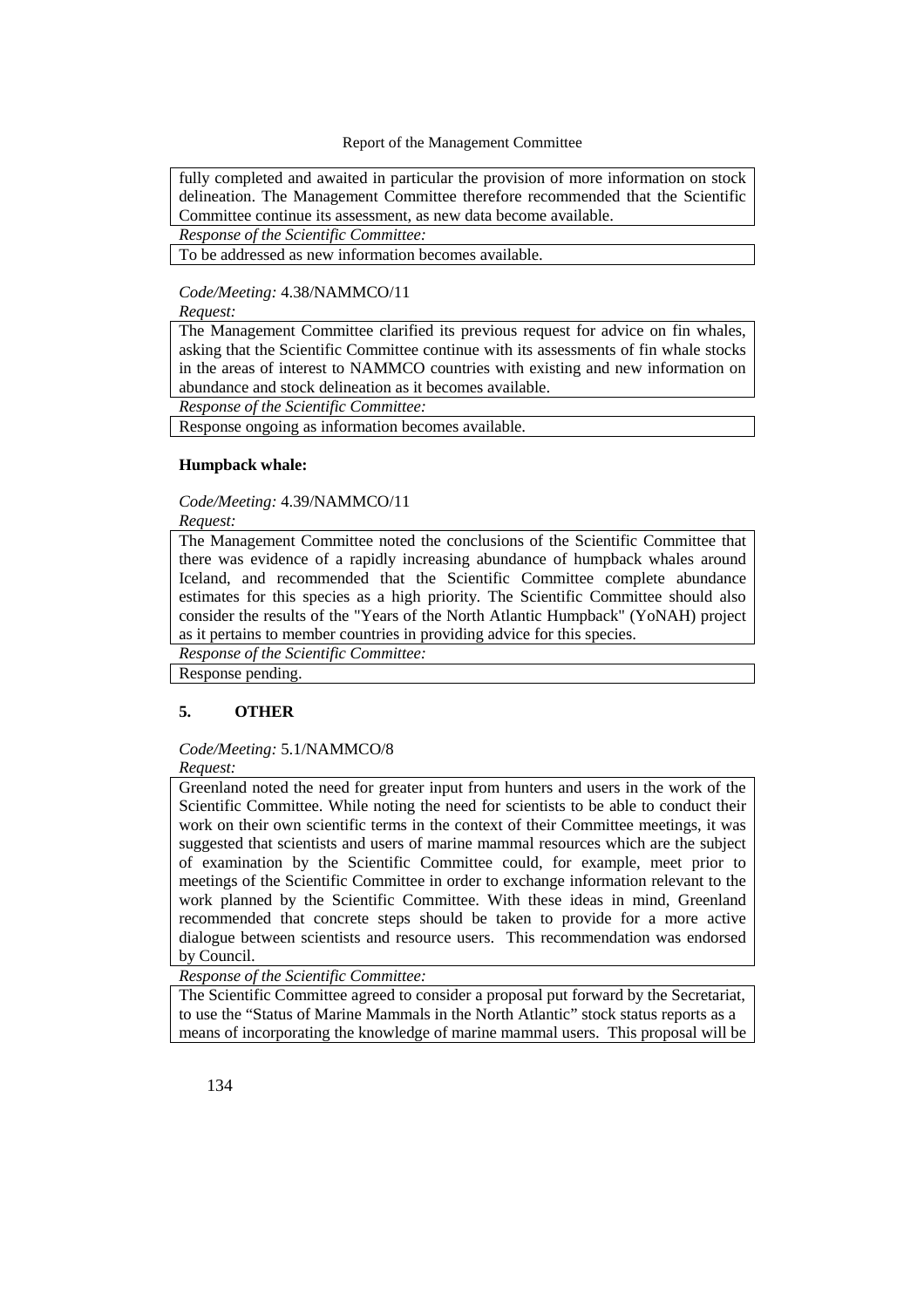fully completed and awaited in particular the provision of more information on stock delineation. The Management Committee therefore recommended that the Scientific Committee continue its assessment, as new data become available.

*Response of the Scientific Committee:*

To be addressed as new information becomes available.

*Code/Meeting:* 4.38/NAMMCO/11

*Request:*

The Management Committee clarified its previous request for advice on fin whales, asking that the Scientific Committee continue with its assessments of fin whale stocks in the areas of interest to NAMMCO countries with existing and new information on abundance and stock delineation as it becomes available.

*Response of the Scientific Committee:*

Response ongoing as information becomes available.

**Humpback whale:**

*Code/Meeting:* 4.39/NAMMCO/11

*Request:*

The Management Committee noted the conclusions of the Scientific Committee that there was evidence of a rapidly increasing abundance of humpback whales around Iceland, and recommended that the Scientific Committee complete abundance estimates for this species as a high priority. The Scientific Committee should also consider the results of the "Years of the North Atlantic Humpback" (YoNAH) project as it pertains to member countries in providing advice for this species.

*Response of the Scientific Committee:*

Response pending.

## 5. OTHER

*Code/Meeting:* 5.1/NAMMCO/8

*Request:*

Greenland noted the need for greater input from hunters and users in the work of the Scientific Committee. While noting the need for scientists to be able to conduct their work on their own scientific terms in the context of their Committee meetings, it was suggested that scientists and users of marine mammal resources which are the subject of examination by the Scientific Committee could, for example, meet prior to meetings of the Scientific Committee in order to exchange information relevant to the work planned by the Scientific Committee. With these ideas in mind, Greenland recommended that concrete steps should be taken to provide for a more active dialogue between scientists and resource users. This recommendation was endorsed by Council.

*Response of the Scientific Committee:*

The Scientific Committee agreed to consider a proposal put forward by the Secretariat, to use the "Status of Marine Mammals in the North Atlantic" stock status reports as a means of incorporating the knowledge of marine mammal users. This proposal will be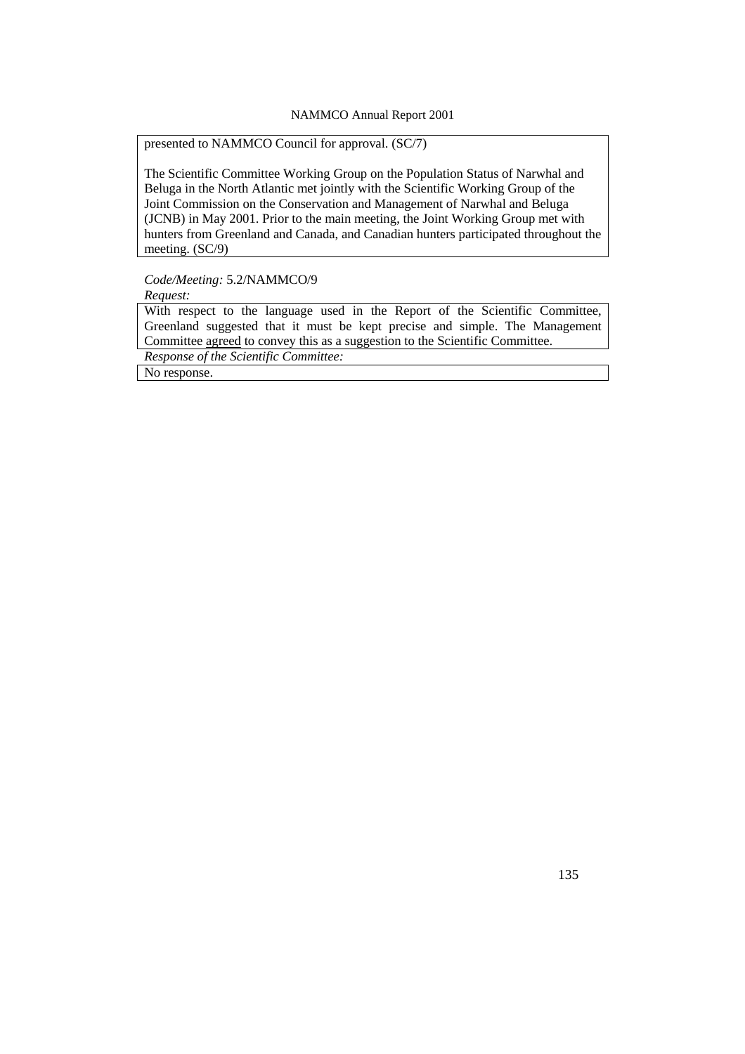presented to NAMMCO Council for approval. (SC/7)

The Scientific Committee Working Group on the Population Status of Narwhal and Beluga in the North Atlantic met jointly with the Scientific Working Group of the Joint Commission on the Conservation and Management of Narwhal and Beluga (JCNB) in May 2001. Prior to the main meeting, the Joint Working Group met with hunters from Greenland and Canada, and Canadian hunters participated throughout the meeting. (SC/9)

*Code/Meeting:* 5.2/NAMMCO/9

*Request:*

With respect to the language used in the Report of the Scientific Committee, Greenland suggested that it must be kept precise and simple. The Management Committee agreed to convey this as a suggestion to the Scientific Committee.

*Response of the Scientific Committee:*

No response.